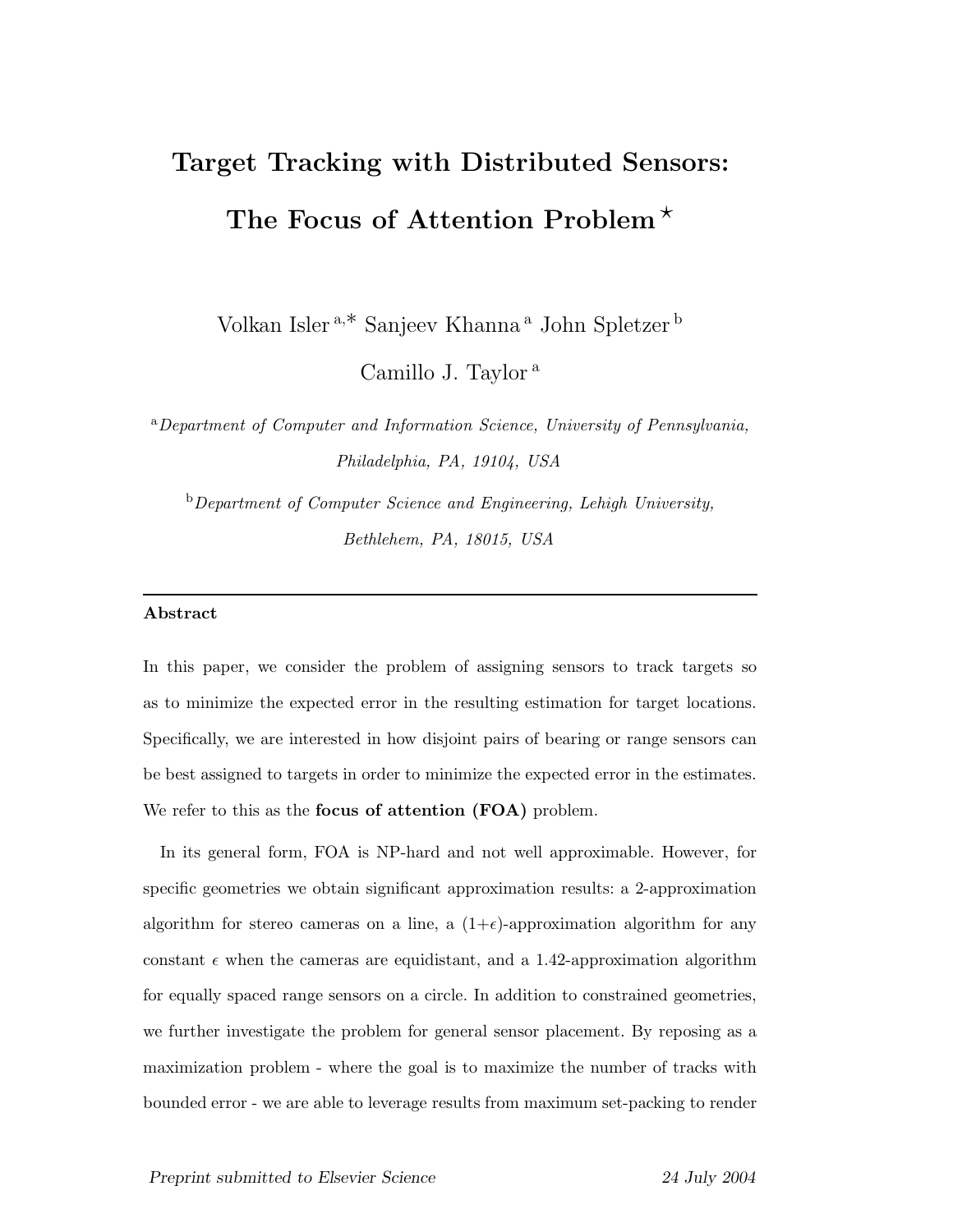# Target Tracking with Distributed Sensors: The Focus of Attention Problem ⋆

Volkan Isler [a,∗] Sanjeev Khanna [a] John Spletzer [b]

Camillo J. Taylor [a]

[a] *Department of Computer and Information Science, University of Pennsylvania, Philadelphia, PA, 19104, USA*

[b] *Department of Computer Science and Engineering, Lehigh University, Bethlehem, PA, 18015, USA*

---

**Abstract**

In this paper, we consider the problem of assigning sensors to track targets so as to minimize the expected error in the resulting estimation for target locations. Specifically, we are interested in how disjoint pairs of bearing or range sensors can be best assigned to targets in order to minimize the expected error in the estimates. We refer to this as the **focus of attention (FOA)** problem.

In its general form, FOA is NP-hard and not well approximable. However, for specific geometries we obtain significant approximation results: a 2-approximation algorithm for stereo cameras on a line, a $(1+\epsilon)$-approximation algorithm for any constant $\epsilon$ when the cameras are equidistant, and a 1.42-approximation algorithm for equally spaced range sensors on a circle. In addition to constrained geometries, we further investigate the problem for general sensor placement. By reposing as a maximization problem - where the goal is to maximize the number of tracks with bounded error - we are able to leverage results from maximum set-packing to render

*Preprint submitted to Elsevier Science* 24 July 2004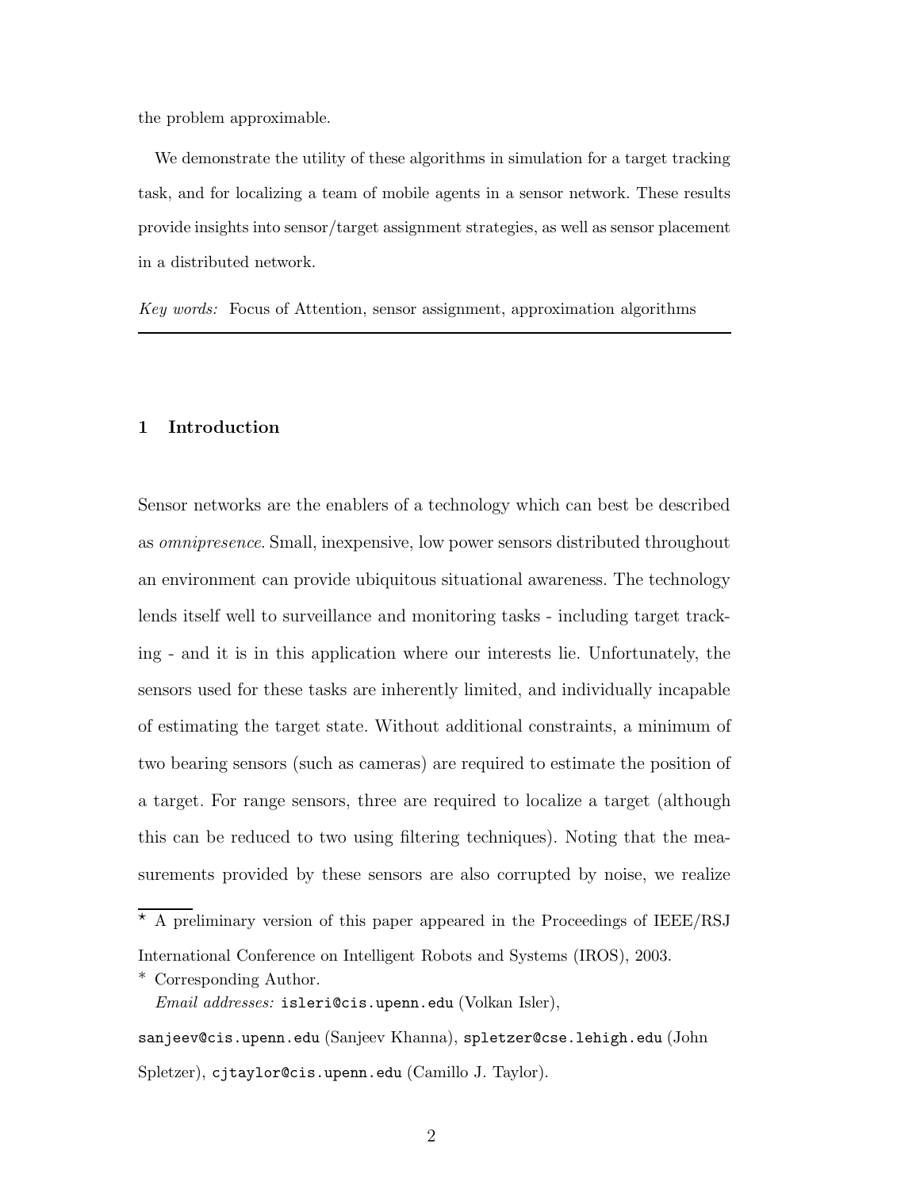the problem approximable.

We demonstrate the utility of these algorithms in simulation for a target tracking task, and for localizing a team of mobile agents in a sensor network. These results provide insights into sensor/target assignment strategies, as well as sensor placement in a distributed network.

*Key words:* Focus of Attention, sensor assignment, approximation algorithms

---

## 1 Introduction

Sensor networks are the enablers of a technology which can best be described as *omnipresence*. Small, inexpensive, low power sensors distributed throughout an environment can provide ubiquitous situational awareness. The technology lends itself well to surveillance and monitoring tasks - including target tracking - and it is in this application where our interests lie. Unfortunately, the sensors used for these tasks are inherently limited, and individually incapable of estimating the target state. Without additional constraints, a minimum of two bearing sensors (such as cameras) are required to estimate the position of a target. For range sensors, three are required to localize a target (although this can be reduced to two using filtering techniques). Noting that the measurements provided by these sensors are also corrupted by noise, we realize

---

⋆ A preliminary version of this paper appeared in the Proceedings of IEEE/RSJ International Conference on Intelligent Robots and Systems (IROS), 2003.

\* Corresponding Author.

*Email addresses:* isleri@cis.upenn.edu (Volkan Isler), sanjeev@cis.upenn.edu (Sanjeev Khanna), spletzer@cse.lehigh.edu (John Spletzer), cjtaylor@cis.upenn.edu (Camillo J. Taylor).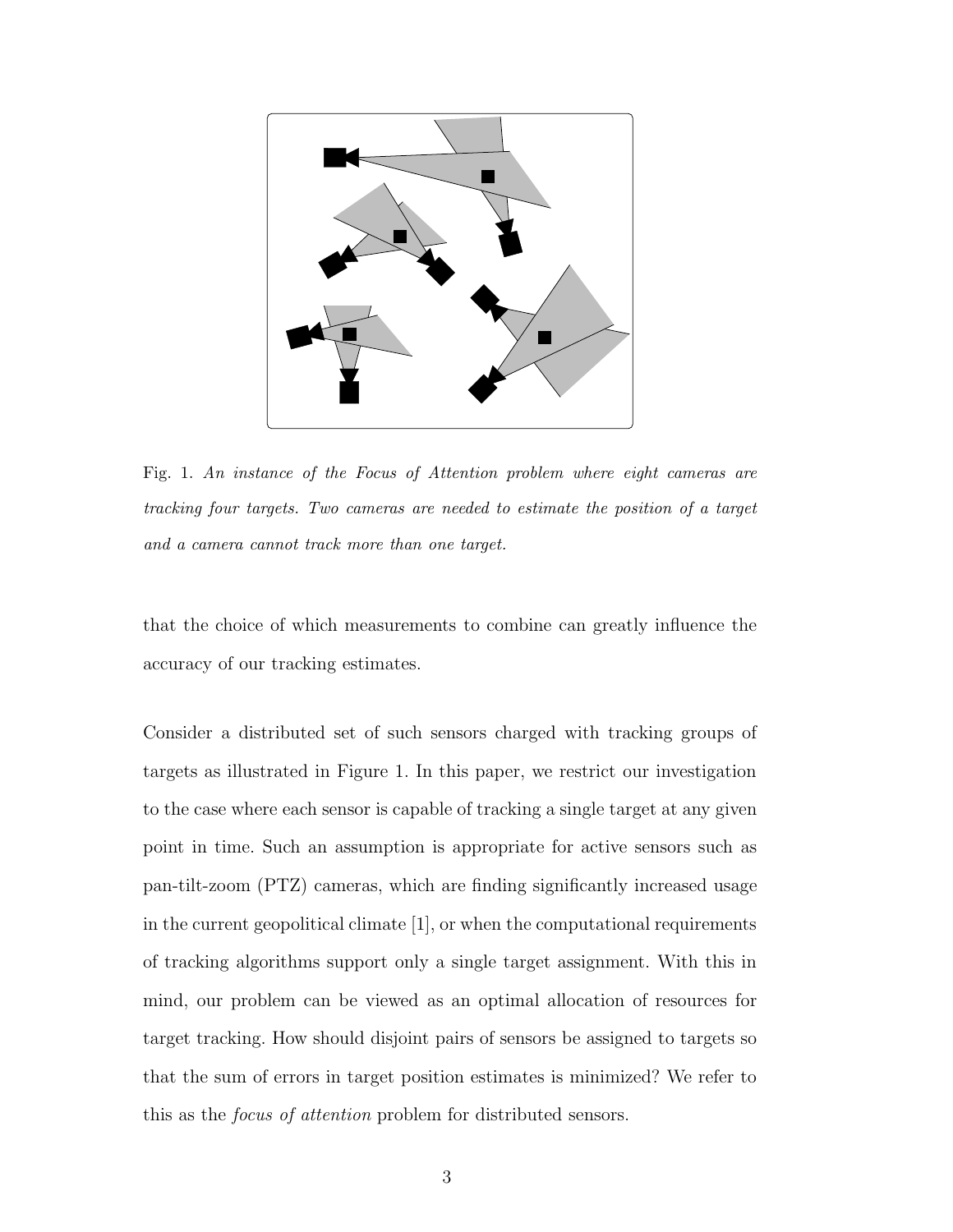Fig. 1. *An instance of the Focus of Attention problem where eight cameras are tracking four targets. Two cameras are needed to estimate the position of a target and a camera cannot track more than one target.*

that the choice of which measurements to combine can greatly influence the accuracy of our tracking estimates.

Consider a distributed set of such sensors charged with tracking groups of targets as illustrated in Figure 1. In this paper, we restrict our investigation to the case where each sensor is capable of tracking a single target at any given point in time. Such an assumption is appropriate for active sensors such as pan-tilt-zoom (PTZ) cameras, which are finding significantly increased usage in the current geopolitical climate [1], or when the computational requirements of tracking algorithms support only a single target assignment. With this in mind, our problem can be viewed as an optimal allocation of resources for target tracking. How should disjoint pairs of sensors be assigned to targets so that the sum of errors in target position estimates is minimized? We refer to this as the *focus of attention* problem for distributed sensors.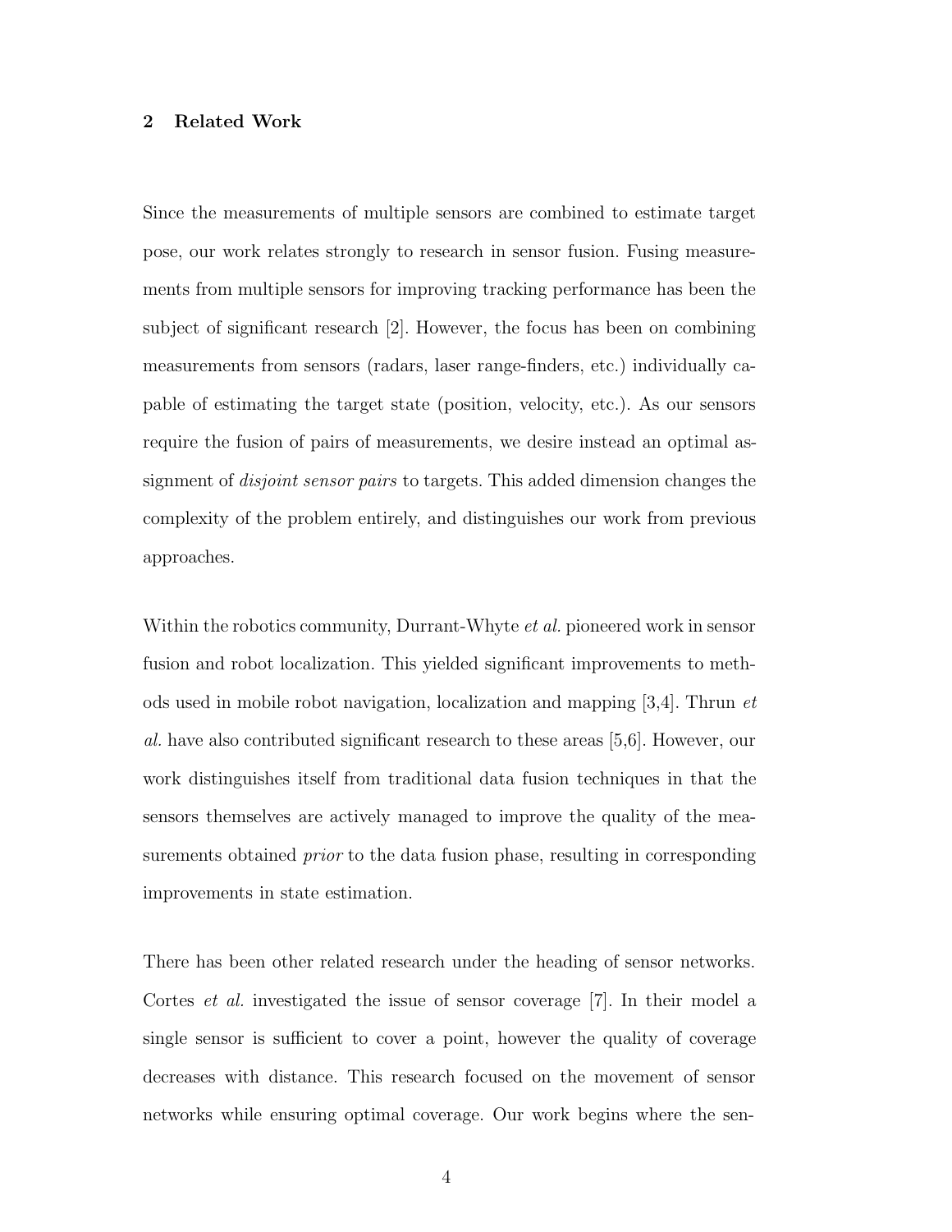## 2 Related Work

Since the measurements of multiple sensors are combined to estimate target pose, our work relates strongly to research in sensor fusion. Fusing measurements from multiple sensors for improving tracking performance has been the subject of significant research [2]. However, the focus has been on combining measurements from sensors (radars, laser range-finders, etc.) individually capable of estimating the target state (position, velocity, etc.). As our sensors require the fusion of pairs of measurements, we desire instead an optimal assignment of *disjoint sensor pairs* to targets. This added dimension changes the complexity of the problem entirely, and distinguishes our work from previous approaches.

Within the robotics community, Durrant-Whyte *et al.* pioneered work in sensor fusion and robot localization. This yielded significant improvements to methods used in mobile robot navigation, localization and mapping [3,4]. Thrun *et al.* have also contributed significant research to these areas [5,6]. However, our work distinguishes itself from traditional data fusion techniques in that the sensors themselves are actively managed to improve the quality of the measurements obtained *prior* to the data fusion phase, resulting in corresponding improvements in state estimation.

There has been other related research under the heading of sensor networks. Cortes *et al.* investigated the issue of sensor coverage [7]. In their model a single sensor is sufficient to cover a point, however the quality of coverage decreases with distance. This research focused on the movement of sensor networks while ensuring optimal coverage. Our work begins where the sen-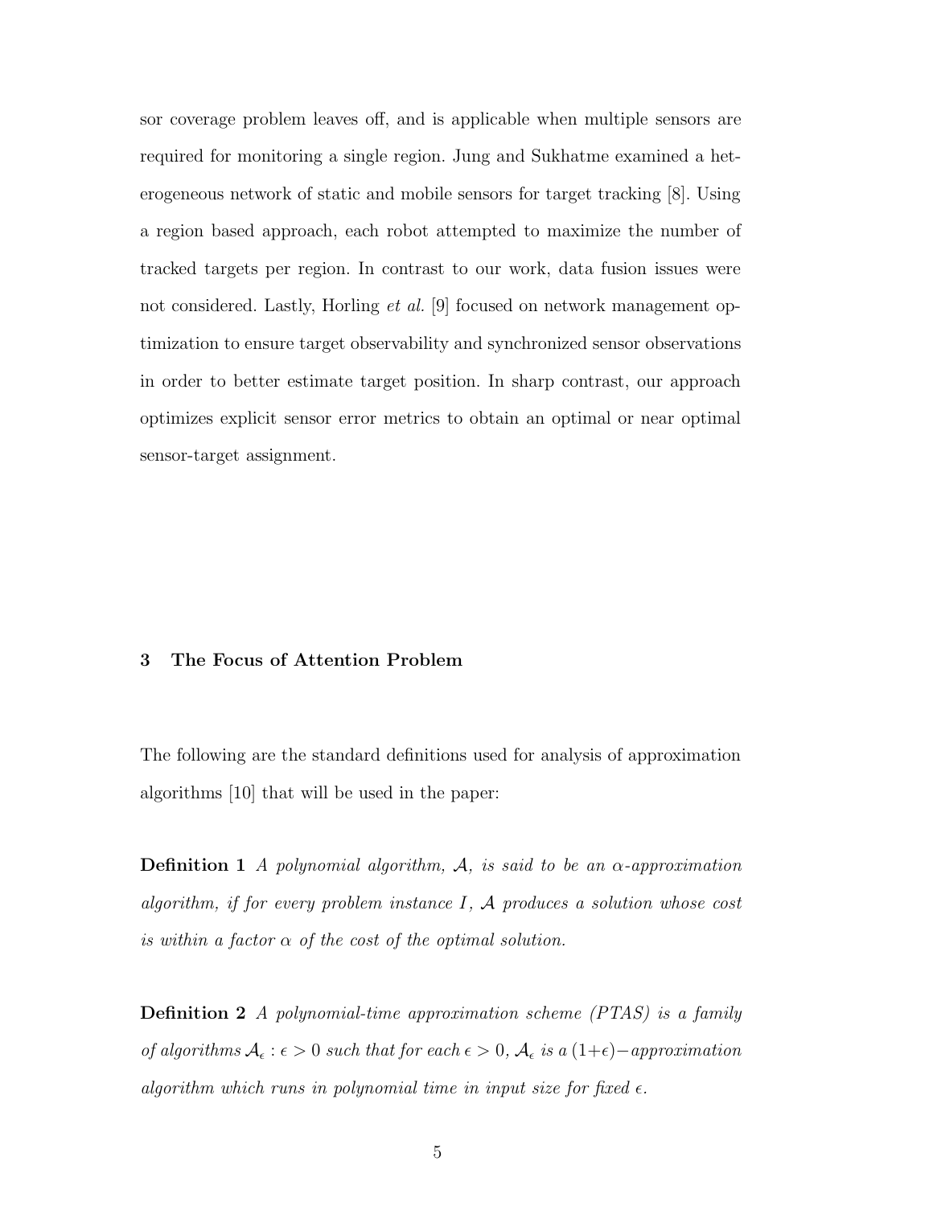sor coverage problem leaves off, and is applicable when multiple sensors are required for monitoring a single region. Jung and Sukhatme examined a heterogeneous network of static and mobile sensors for target tracking [8]. Using a region based approach, each robot attempted to maximize the number of tracked targets per region. In contrast to our work, data fusion issues were not considered. Lastly, Horling *et al.* [9] focused on network management optimization to ensure target observability and synchronized sensor observations in order to better estimate target position. In sharp contrast, our approach optimizes explicit sensor error metrics to obtain an optimal or near optimal sensor-target assignment.

## 3 The Focus of Attention Problem

The following are the standard definitions used for analysis of approximation algorithms [10] that will be used in the paper:

**Definition 1** *A polynomial algorithm, $\mathcal{A}$, is said to be an $\alpha$-approximation algorithm, if for every problem instance $I$, $\mathcal{A}$ produces a solution whose cost is within a factor $\alpha$ of the cost of the optimal solution.*

**Definition 2** *A polynomial-time approximation scheme (PTAS) is a family of algorithms $\mathcal{A}_\epsilon : \epsilon > 0$ such that for each $\epsilon > 0$, $\mathcal{A}_\epsilon$ is a $(1+\epsilon)-$approximation algorithm which runs in polynomial time in input size for fixed $\epsilon$.*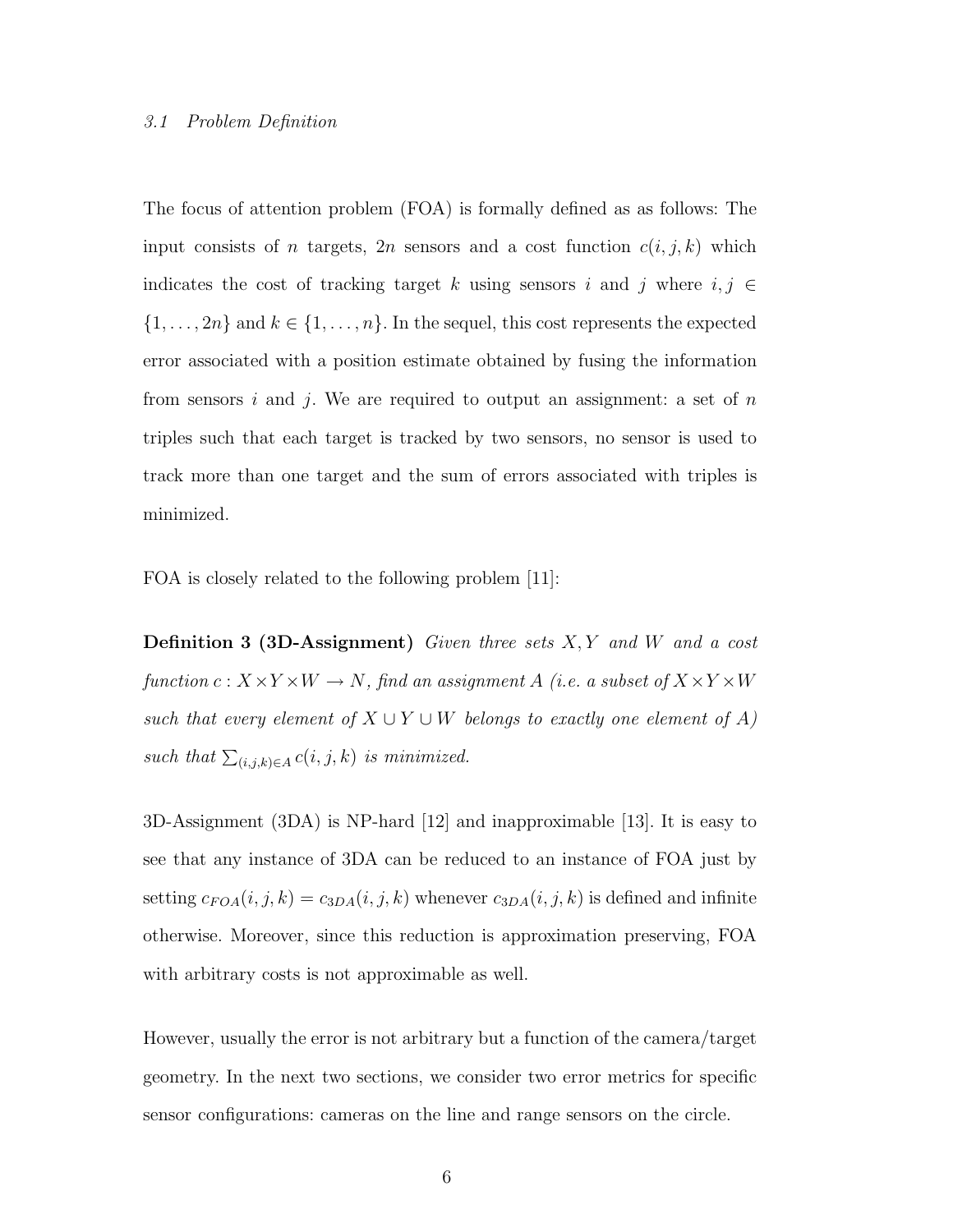### 3.1 Problem Definition

The focus of attention problem (FOA) is formally defined as as follows: The input consists of $n$ targets, $2n$ sensors and a cost function $c(i, j, k)$ which indicates the cost of tracking target $k$ using sensors $i$ and $j$ where $i, j \in \{1, \ldots, 2n\}$ and $k \in \{1, \ldots, n\}$. In the sequel, this cost represents the expected error associated with a position estimate obtained by fusing the information from sensors $i$ and $j$. We are required to output an assignment: a set of $n$ triples such that each target is tracked by two sensors, no sensor is used to track more than one target and the sum of errors associated with triples is minimized.

FOA is closely related to the following problem [11]:

**Definition 3 (3D-Assignment)** *Given three sets $X, Y$ and $W$ and a cost function $c : X \times Y \times W \to N$, find an assignment $A$ (i.e. a subset of $X \times Y \times W$ such that every element of $X \cup Y \cup W$ belongs to exactly one element of $A$) such that $\sum_{(i,j,k) \in A} c(i, j, k)$ is minimized.*

3D-Assignment (3DA) is NP-hard [12] and inapproximable [13]. It is easy to see that any instance of 3DA can be reduced to an instance of FOA just by setting $c_{FOA}(i, j, k) = c_{3DA}(i, j, k)$ whenever $c_{3DA}(i, j, k)$ is defined and infinite otherwise. Moreover, since this reduction is approximation preserving, FOA with arbitrary costs is not approximable as well.

However, usually the error is not arbitrary but a function of the camera/target geometry. In the next two sections, we consider two error metrics for specific sensor configurations: cameras on the line and range sensors on the circle.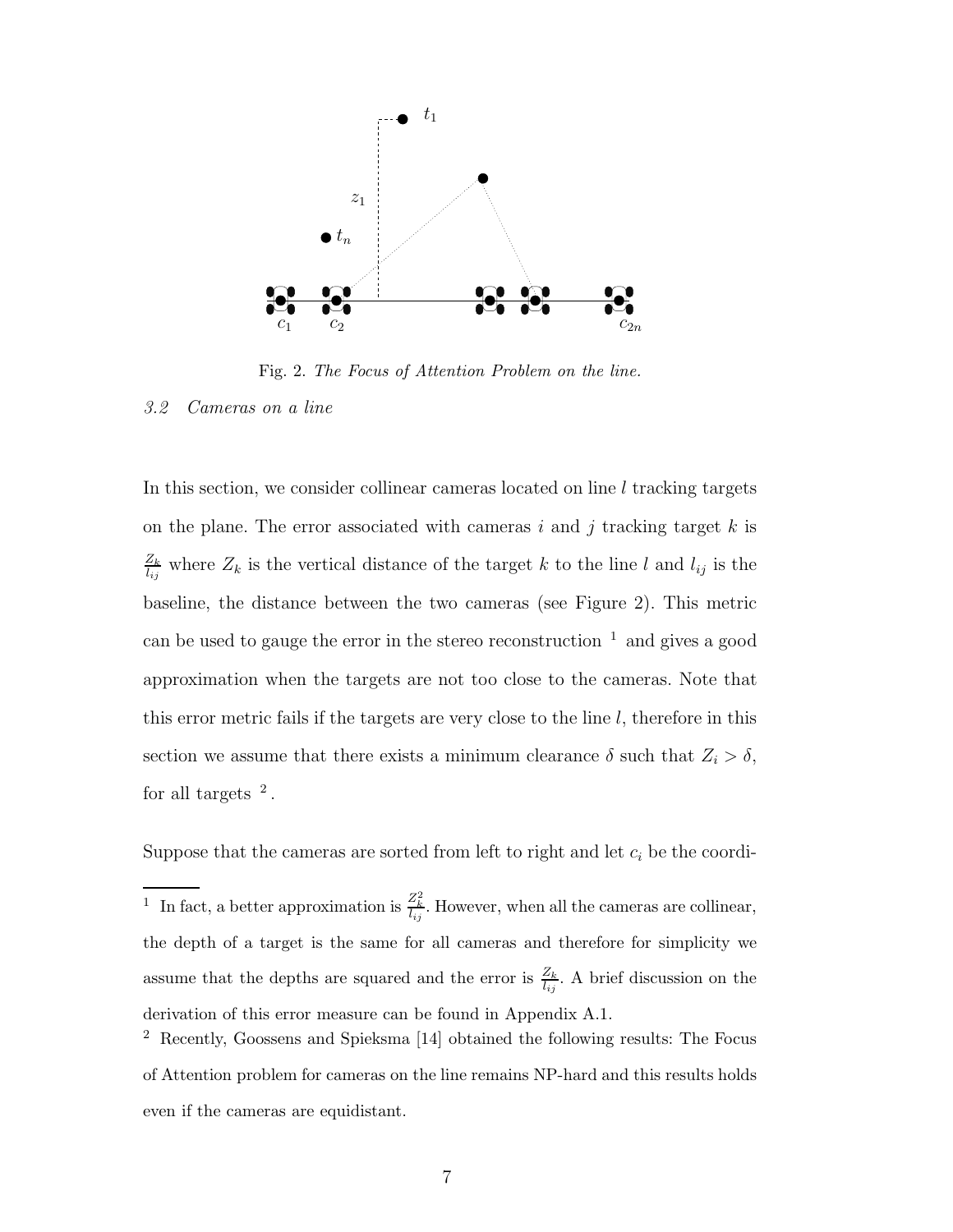$t_1$

$z_1$

$t_n$

$c_1$ $c_2$ $c_{2n}$

Fig. 2. *The Focus of Attention Problem on the line.*

### *3.2 Cameras on a line*

In this section, we consider collinear cameras located on line $l$ tracking targets on the plane. The error associated with cameras $i$ and $j$ tracking target $k$ is $\frac{Z_k}{l_{ij}}$ where $Z_k$ is the vertical distance of the target $k$ to the line $l$ and $l_{ij}$ is the baseline, the distance between the two cameras (see Figure 2). This metric can be used to gauge the error in the stereo reconstruction [1] and gives a good approximation when the targets are not too close to the cameras. Note that this error metric fails if the targets are very close to the line $l$, therefore in this section we assume that there exists a minimum clearance $\delta$ such that $Z_i > \delta$, for all targets [2].

Suppose that the cameras are sorted from left to right and let $c_i$ be the coordi-

---

[1] In fact, a better approximation is $\frac{Z_k^2}{l_{ij}}$. However, when all the cameras are collinear, the depth of a target is the same for all cameras and therefore for simplicity we assume that the depths are squared and the error is $\frac{Z_k}{l_{ij}}$. A brief discussion on the derivation of this error measure can be found in Appendix A.1.

[2] Recently, Goossens and Spieksma [14] obtained the following results: The Focus of Attention problem for cameras on the line remains NP-hard and this results holds even if the cameras are equidistant.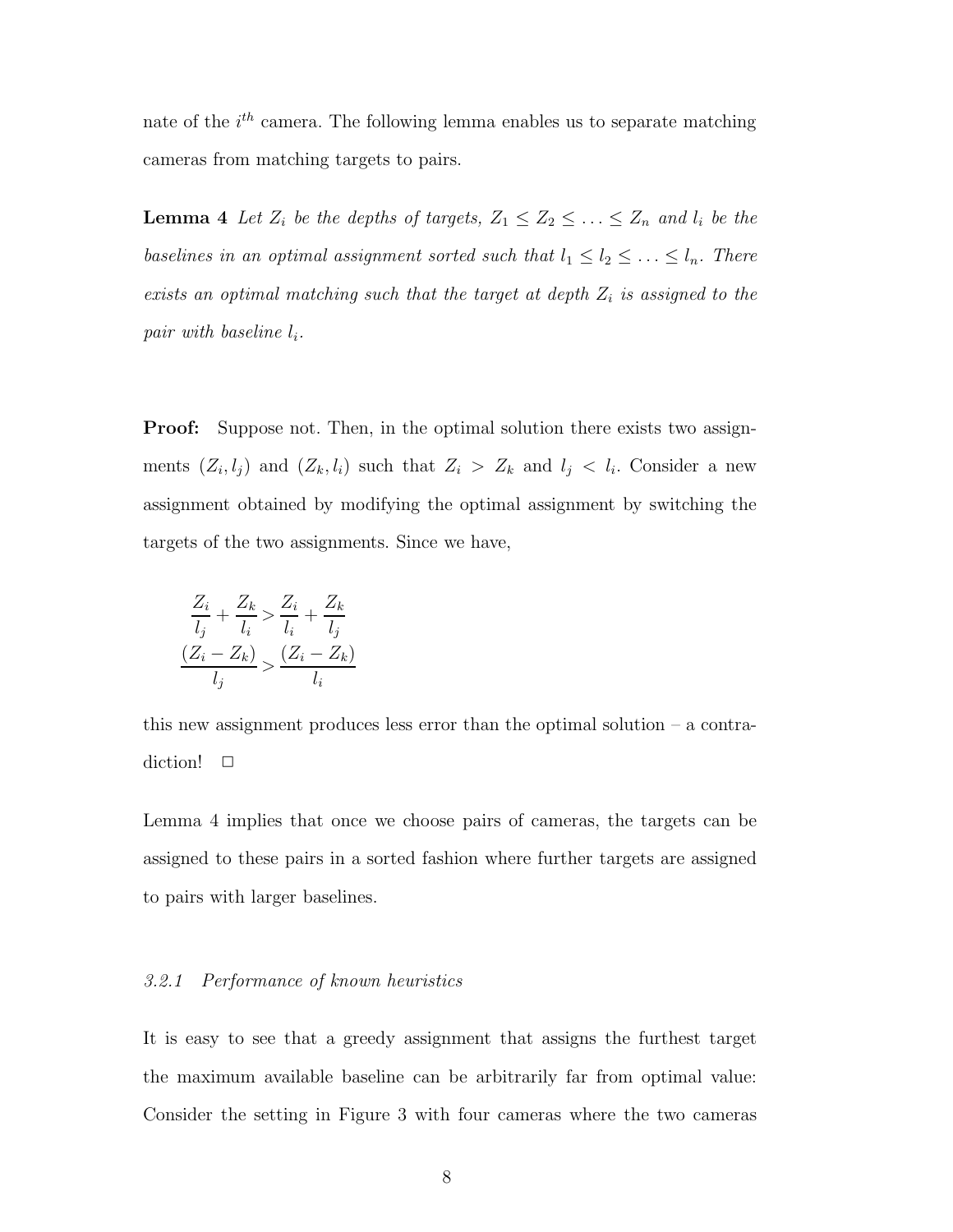nate of the $i^{th}$ camera. The following lemma enables us to separate matching cameras from matching targets to pairs.

**Lemma 4** *Let $Z_i$ be the depths of targets, $Z_1 \leq Z_2 \leq \ldots \leq Z_n$ and $l_i$ be the baselines in an optimal assignment sorted such that $l_1 \leq l_2 \leq \ldots \leq l_n$. There exists an optimal matching such that the target at depth $Z_i$ is assigned to the pair with baseline $l_i$.*

**Proof:** Suppose not. Then, in the optimal solution there exists two assignments $(Z_i, l_j)$ and $(Z_k, l_i)$ such that $Z_i > Z_k$ and $l_j < l_i$. Consider a new assignment obtained by modifying the optimal assignment by switching the targets of the two assignments. Since we have,

$$
\begin{aligned}
\frac{Z_i}{l_j} + \frac{Z_k}{l_i} &> \frac{Z_i}{l_i} + \frac{Z_k}{l_j} \\
\frac{(Z_i - Z_k)}{l_j} &> \frac{(Z_i - Z_k)}{l_i}
\end{aligned}
$$

this new assignment produces less error than the optimal solution – a contradiction! □

Lemma 4 implies that once we choose pairs of cameras, the targets can be assigned to these pairs in a sorted fashion where further targets are assigned to pairs with larger baselines.

#### *3.2.1 Performance of known heuristics*

It is easy to see that a greedy assignment that assigns the furthest target the maximum available baseline can be arbitrarily far from optimal value: Consider the setting in Figure 3 with four cameras where the two cameras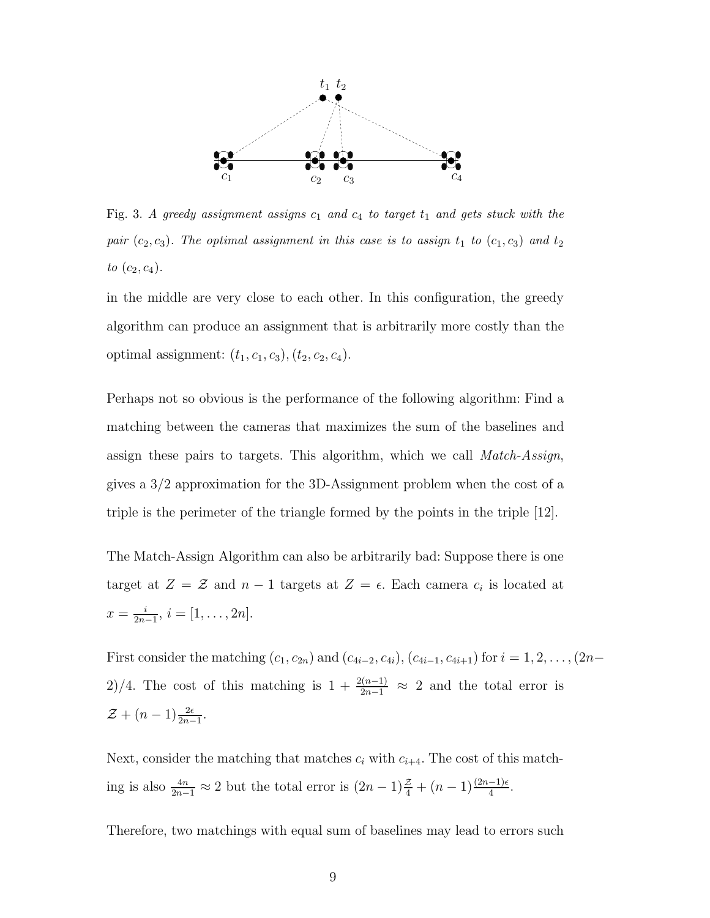$t_1$ $t_2$

$c_1$ $c_2$ $c_3$ $c_4$

Fig. 3. *A greedy assignment assigns $c_1$ and $c_4$ to target $t_1$ and gets stuck with the pair $(c_2, c_3)$. The optimal assignment in this case is to assign $t_1$ to $(c_1, c_3)$ and $t_2$ to $(c_2, c_4)$.*

in the middle are very close to each other. In this configuration, the greedy algorithm can produce an assignment that is arbitrarily more costly than the optimal assignment: $(t_1, c_1, c_3), (t_2, c_2, c_4)$.

Perhaps not so obvious is the performance of the following algorithm: Find a matching between the cameras that maximizes the sum of the baselines and assign these pairs to targets. This algorithm, which we call *Match-Assign*, gives a 3/2 approximation for the 3D-Assignment problem when the cost of a triple is the perimeter of the triangle formed by the points in the triple [12].

The Match-Assign Algorithm can also be arbitrarily bad: Suppose there is one target at $Z = \mathcal{Z}$ and $n-1$ targets at $Z = \epsilon$. Each camera $c_i$ is located at $x = \frac{i}{2n-1}$, $i = [1, \ldots, 2n]$.

First consider the matching $(c_1, c_{2n})$ and $(c_{4i-2}, c_{4i})$, $(c_{4i-1}, c_{4i+1})$ for $i = 1, 2, \ldots, (2n-2)/4$. The cost of this matching is $1 + \frac{2(n-1)}{2n-1} \approx 2$ and the total error is $\mathcal{Z} + (n-1)\frac{2\epsilon}{2n-1}$.

Next, consider the matching that matches $c_i$ with $c_{i+4}$. The cost of this matching is also $\frac{4n}{2n-1} \approx 2$ but the total error is $(2n-1)\frac{\mathcal{Z}}{4} + (n-1)\frac{(2n-1)\epsilon}{4}$.

Therefore, two matchings with equal sum of baselines may lead to errors such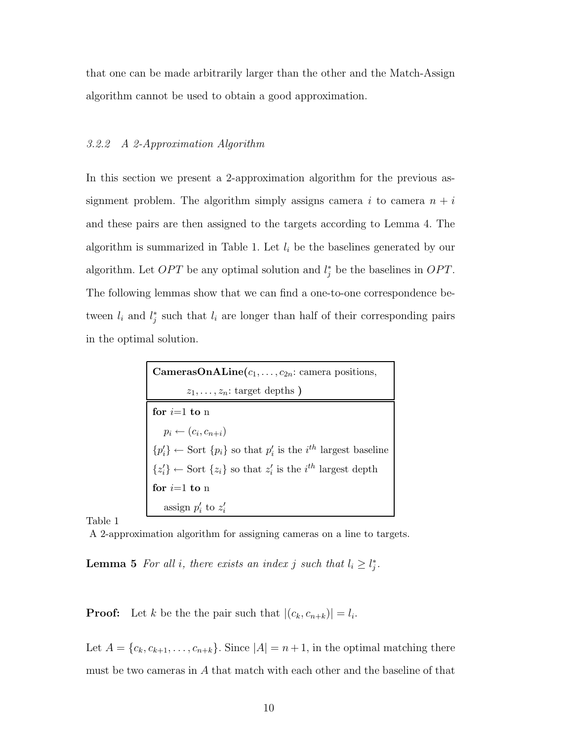that one can be made arbitrarily larger than the other and the Match-Assign algorithm cannot be used to obtain a good approximation.

### *3.2.2 A 2-Approximation Algorithm*

In this section we present a 2-approximation algorithm for the previous assignment problem. The algorithm simply assigns camera $i$ to camera $n+i$ and these pairs are then assigned to the targets according to Lemma 4. The algorithm is summarized in Table 1. Let $l_i$ be the baselines generated by our algorithm. Let $OPT$ be any optimal solution and $l_j^*$ be the baselines in $OPT$. The following lemmas show that we can find a one-to-one correspondence between $l_i$ and $l_j^*$ such that $l_i$ are longer than half of their corresponding pairs in the optimal solution.

```
CamerasOnALine(c_1, ..., c_2n: camera positions,
        z_1, ..., z_n: target depths )

for i=1 to n
    p_i ← (c_i, c_{n+i})
{p'_i} ← Sort {p_i} so that p'_i is the i^th largest baseline
{z'_i} ← Sort {z_i} so that z'_i is the i^th largest depth
for i=1 to n
    assign p'_i to z'_i
```

Table 1
A 2-approximation algorithm for assigning cameras on a line to targets.

**Lemma 5** *For all $i$, there exists an index $j$ such that $l_i \geq l_j^*$.*

**Proof:** Let $k$ be the the pair such that $|(c_k, c_{n+k})| = l_i$.

Let $A = \{c_k, c_{k+1}, \ldots, c_{n+k}\}$. Since $|A| = n+1$, in the optimal matching there must be two cameras in $A$ that match with each other and the baseline of that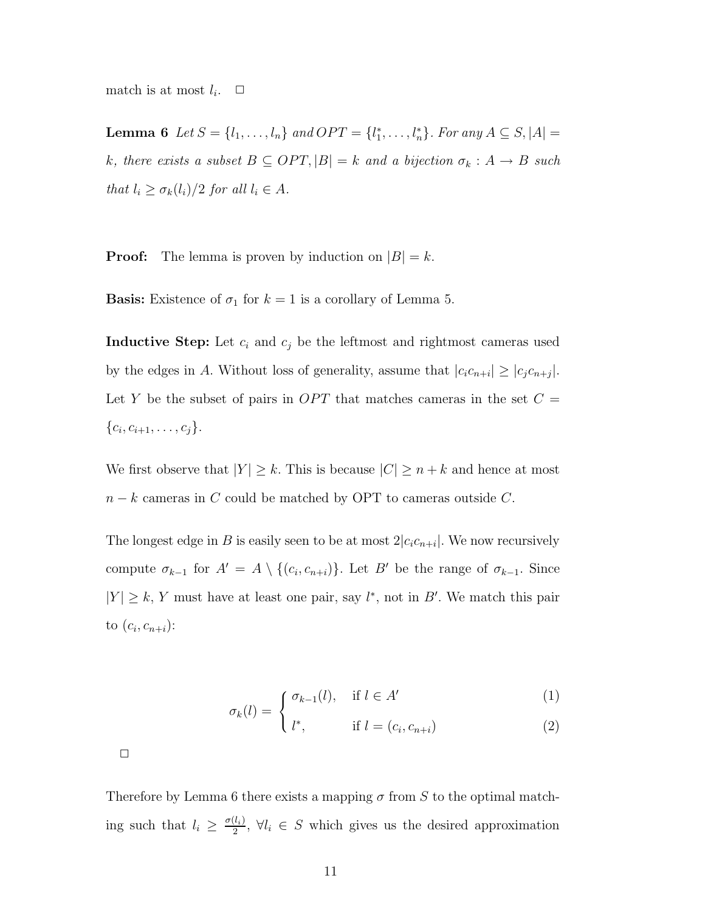match is at most $l_i$. $\square$

**Lemma 6** *Let $S = \{l_1, \ldots, l_n\}$ and $OPT = \{l_1^*, \ldots, l_n^*\}$. For any $A \subseteq S, |A| = k$, there exists a subset $B \subseteq OPT, |B| = k$ and a bijection $\sigma_k : A \rightarrow B$ such that $l_i \geq \sigma_k(l_i)/2$ for all $l_i \in A$.*

**Proof:** The lemma is proven by induction on $|B| = k$.

**Basis:** Existence of $\sigma_1$ for $k = 1$ is a corollary of Lemma 5.

**Inductive Step:** Let $c_i$ and $c_j$ be the leftmost and rightmost cameras used by the edges in $A$. Without loss of generality, assume that $|c_i c_{n+i}| \geq |c_j c_{n+j}|$. Let $Y$ be the subset of pairs in $OPT$ that matches cameras in the set $C = \{c_i, c_{i+1}, \ldots, c_j\}$.

We first observe that $|Y| \geq k$. This is because $|C| \geq n + k$ and hence at most $n - k$ cameras in $C$ could be matched by OPT to cameras outside $C$.

The longest edge in $B$ is easily seen to be at most $2|c_i c_{n+i}|$. We now recursively compute $\sigma_{k-1}$ for $A' = A \setminus \{(c_i, c_{n+i})\}$. Let $B'$ be the range of $\sigma_{k-1}$. Since $|Y| \geq k$, $Y$ must have at least one pair, say $l^*$, not in $B'$. We match this pair to $(c_i, c_{n+i})$:

$$\sigma_k(l) = \begin{cases} \sigma_{k-1}(l), & \text{if } l \in A' \quad (1) \\ l^*, & \text{if } l = (c_i, c_{n+i}) \quad (2) \end{cases}$$

$\square$

Therefore by Lemma 6 there exists a mapping $\sigma$ from $S$ to the optimal matching such that $l_i \geq \frac{\sigma(l_i)}{2}$, $\forall l_i \in S$ which gives us the desired approximation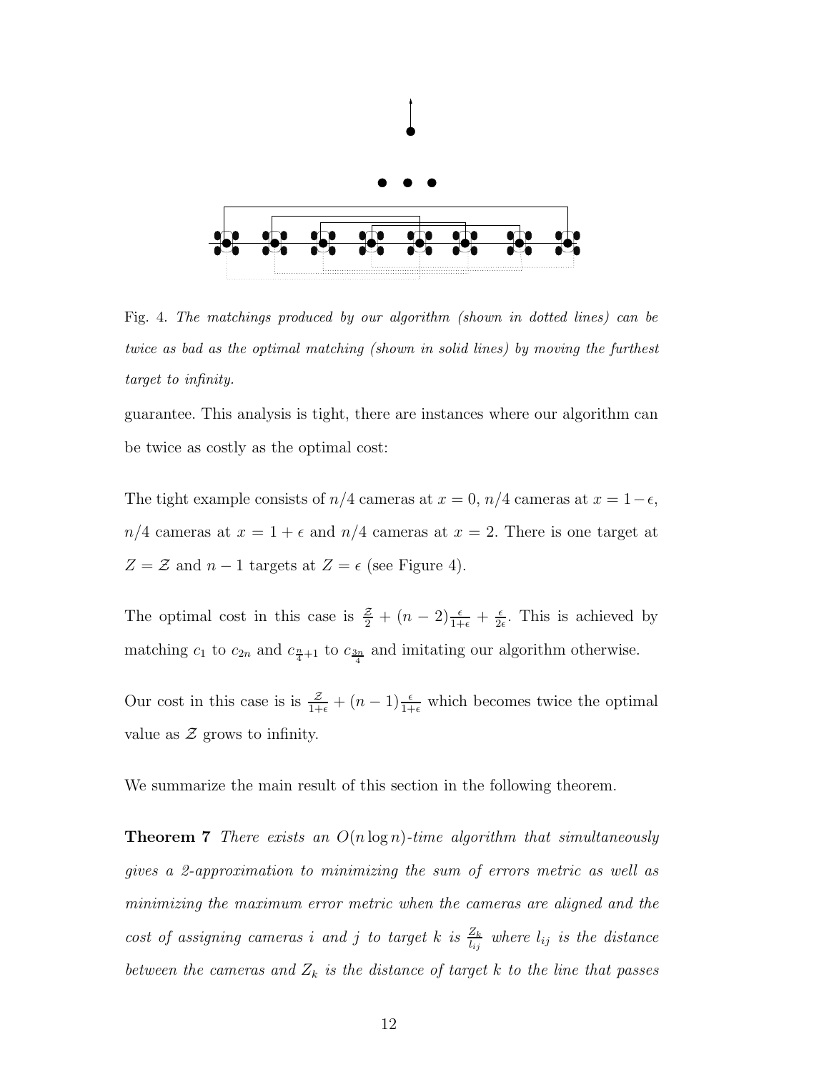Fig. 4. *The matchings produced by our algorithm (shown in dotted lines) can be twice as bad as the optimal matching (shown in solid lines) by moving the furthest target to infinity.*

guarantee. This analysis is tight, there are instances where our algorithm can be twice as costly as the optimal cost:

The tight example consists of $n/4$ cameras at $x = 0$, $n/4$ cameras at $x = 1-\epsilon$, $n/4$ cameras at $x = 1+\epsilon$ and $n/4$ cameras at $x = 2$. There is one target at $Z = \mathcal{Z}$ and $n-1$ targets at $Z = \epsilon$ (see Figure 4).

The optimal cost in this case is $\frac{\mathcal{Z}}{2} + (n-2)\frac{\epsilon}{1+\epsilon} + \frac{\epsilon}{2\epsilon}$. This is achieved by matching $c_1$ to $c_{2n}$ and $c_{\frac{n}{4}+1}$ to $c_{\frac{3n}{4}}$ and imitating our algorithm otherwise.

Our cost in this case is is $\frac{\mathcal{Z}}{1+\epsilon} + (n-1)\frac{\epsilon}{1+\epsilon}$ which becomes twice the optimal value as $\mathcal{Z}$ grows to infinity.

We summarize the main result of this section in the following theorem.

**Theorem 7** *There exists an $O(n \log n)$-time algorithm that simultaneously gives a 2-approximation to minimizing the sum of errors metric as well as minimizing the maximum error metric when the cameras are aligned and the cost of assigning cameras $i$ and $j$ to target $k$ is $\frac{Z_k}{l_{ij}}$ where $l_{ij}$ is the distance between the cameras and $Z_k$ is the distance of target $k$ to the line that passes*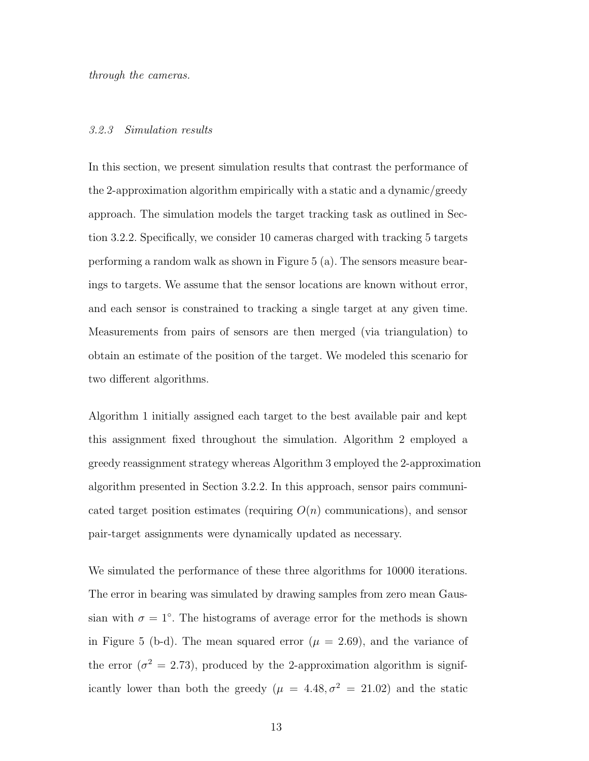*through the cameras.*

### *3.2.3 Simulation results*

In this section, we present simulation results that contrast the performance of the 2-approximation algorithm empirically with a static and a dynamic/greedy approach. The simulation models the target tracking task as outlined in Section 3.2.2. Specifically, we consider 10 cameras charged with tracking 5 targets performing a random walk as shown in Figure 5 (a). The sensors measure bearings to targets. We assume that the sensor locations are known without error, and each sensor is constrained to tracking a single target at any given time. Measurements from pairs of sensors are then merged (via triangulation) to obtain an estimate of the position of the target. We modeled this scenario for two different algorithms.

Algorithm 1 initially assigned each target to the best available pair and kept this assignment fixed throughout the simulation. Algorithm 2 employed a greedy reassignment strategy whereas Algorithm 3 employed the 2-approximation algorithm presented in Section 3.2.2. In this approach, sensor pairs communicated target position estimates (requiring $O(n)$ communications), and sensor pair-target assignments were dynamically updated as necessary.

We simulated the performance of these three algorithms for 10000 iterations. The error in bearing was simulated by drawing samples from zero mean Gaussian with $\sigma = 1^{\circ}$. The histograms of average error for the methods is shown in Figure 5 (b-d). The mean squared error ($\mu = 2.69$), and the variance of the error ($\sigma^2 = 2.73$), produced by the 2-approximation algorithm is significantly lower than both the greedy ($\mu = 4.48, \sigma^2 = 21.02$) and the static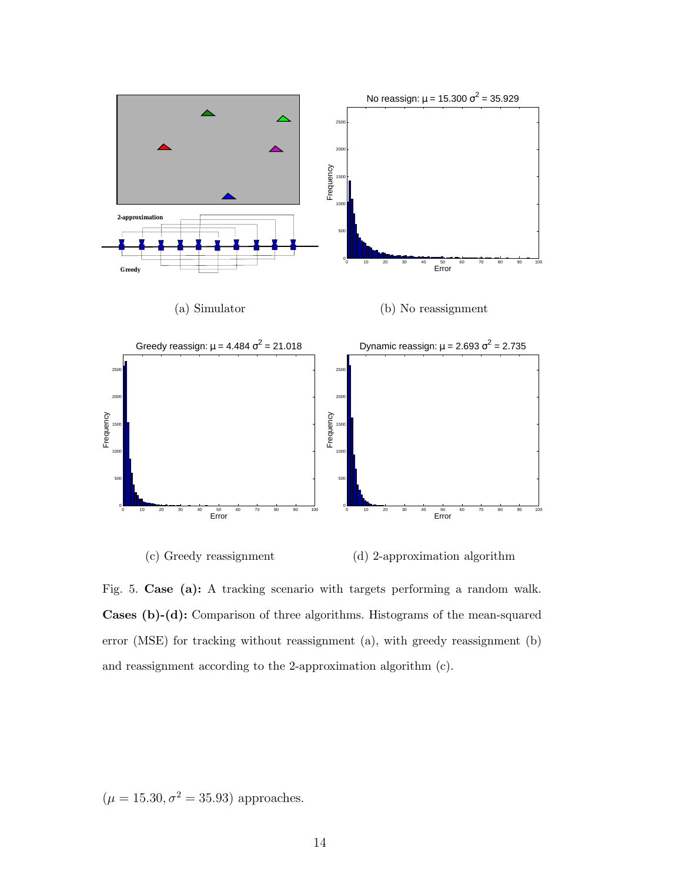2-approximation

Greedy

(a) Simulator

No reassign: $\mu = 15.300$ $\sigma^2 = 35.929$

Frequency

Error

(b) No reassignment

Greedy reassign: $\mu = 4.484$ $\sigma^2 = 21.018$

Frequency

Error

(c) Greedy reassignment

Dynamic reassign: $\mu = 2.693$ $\sigma^2 = 2.735$

Frequency

Error

(d) 2-approximation algorithm

Fig. 5. **Case (a):** A tracking scenario with targets performing a random walk. **Cases (b)-(d):** Comparison of three algorithms. Histograms of the mean-squared error (MSE) for tracking without reassignment (a), with greedy reassignment (b) and reassignment according to the 2-approximation algorithm (c).

($\mu = 15.30, \sigma^2 = 35.93$) approaches.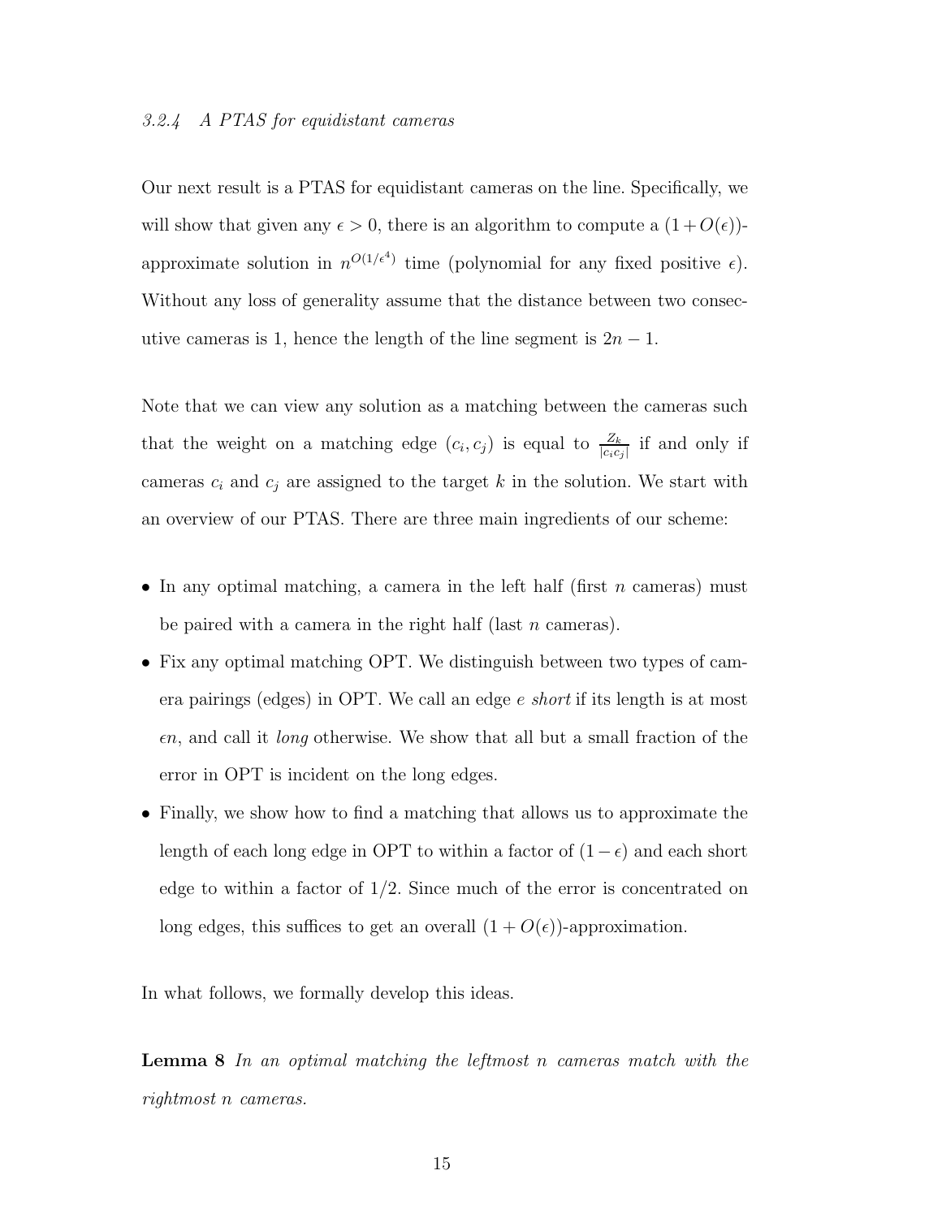#### 3.2.4 A PTAS for equidistant cameras

Our next result is a PTAS for equidistant cameras on the line. Specifically, we will show that given any $\epsilon > 0$, there is an algorithm to compute a $(1+O(\epsilon))$-approximate solution in $n^{O(1/\epsilon^4)}$ time (polynomial for any fixed positive $\epsilon$). Without any loss of generality assume that the distance between two consecutive cameras is 1, hence the length of the line segment is $2n-1$.

Note that we can view any solution as a matching between the cameras such that the weight on a matching edge $(c_i, c_j)$ is equal to $\frac{Z_k}{|c_i c_j|}$ if and only if cameras $c_i$ and $c_j$ are assigned to the target $k$ in the solution. We start with an overview of our PTAS. There are three main ingredients of our scheme:

- In any optimal matching, a camera in the left half (first $n$ cameras) must be paired with a camera in the right half (last $n$ cameras).
- Fix any optimal matching OPT. We distinguish between two types of camera pairings (edges) in OPT. We call an edge $e$ *short* if its length is at most $\epsilon n$, and call it *long* otherwise. We show that all but a small fraction of the error in OPT is incident on the long edges.
- Finally, we show how to find a matching that allows us to approximate the length of each long edge in OPT to within a factor of $(1-\epsilon)$ and each short edge to within a factor of $1/2$. Since much of the error is concentrated on long edges, this suffices to get an overall $(1+O(\epsilon))$-approximation.

In what follows, we formally develop this ideas.

**Lemma 8** *In an optimal matching the leftmost $n$ cameras match with the rightmost $n$ cameras.*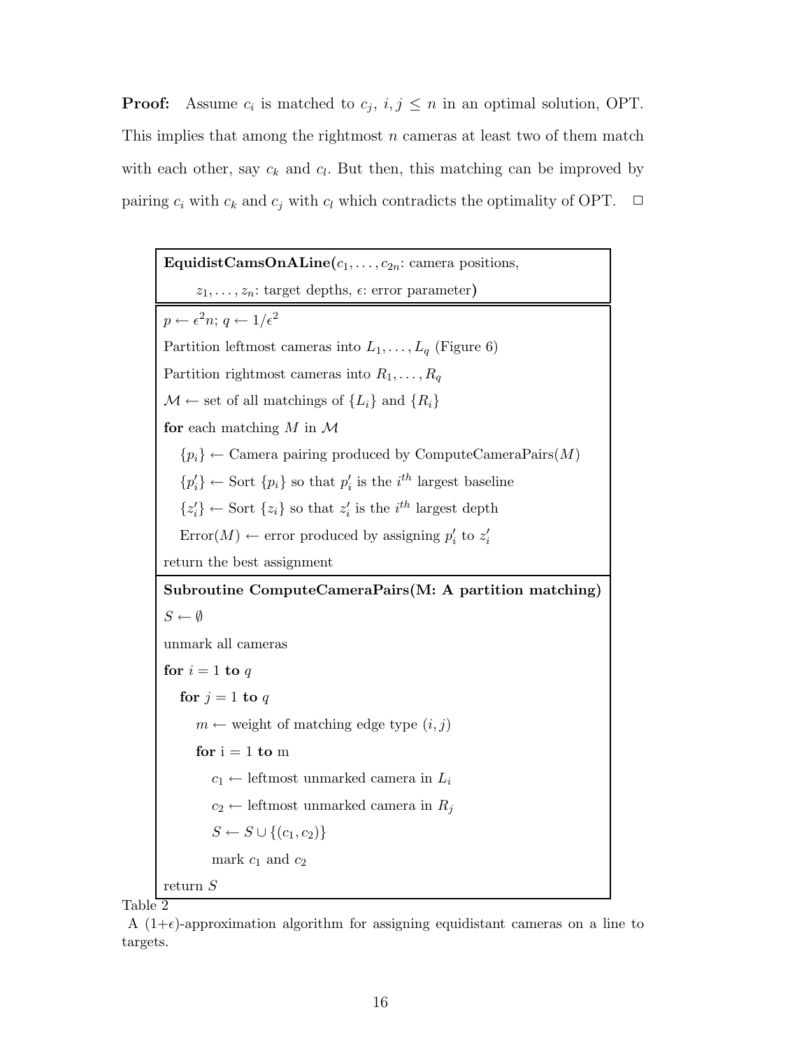**Proof:** Assume $c_i$ is matched to $c_j$, $i, j \leq n$ in an optimal solution, OPT. This implies that among the rightmost $n$ cameras at least two of them match with each other, say $c_k$ and $c_l$. But then, this matching can be improved by pairing $c_i$ with $c_k$ and $c_j$ with $c_l$ which contradicts the optimality of OPT. □

```
EquidistCamsOnALine(c_1, ..., c_2n: camera positions,
      z_1, ..., z_n: target depths, ε: error parameter)
-----------------------------------------------------------------
p ← ε^2 n; q ← 1/ε^2
Partition leftmost cameras into L_1, ..., L_q (Figure 6)
Partition rightmost cameras into R_1, ..., R_q
M ← set of all matchings of {L_i} and {R_i}
for each matching M in M
   {p_i} ← Camera pairing produced by ComputeCameraPairs(M)
   {p'_i} ← Sort {p_i} so that p'_i is the i^th largest baseline
   {z'_i} ← Sort {z_i} so that z'_i is the i^th largest depth
   Error(M) ← error produced by assigning p'_i to z'_i
return the best assignment
-----------------------------------------------------------------
Subroutine ComputeCameraPairs(M: A partition matching)
S ← ∅
unmark all cameras
for i = 1 to q
   for j = 1 to q
      m ← weight of matching edge type (i, j)
      for i = 1 to m
         c_1 ← leftmost unmarked camera in L_i
         c_2 ← leftmost unmarked camera in R_j
         S ← S ∪ {(c_1, c_2)}
         mark c_1 and c_2
return S
```

Table 2

A $(1+\epsilon)$-approximation algorithm for assigning equidistant cameras on a line to targets.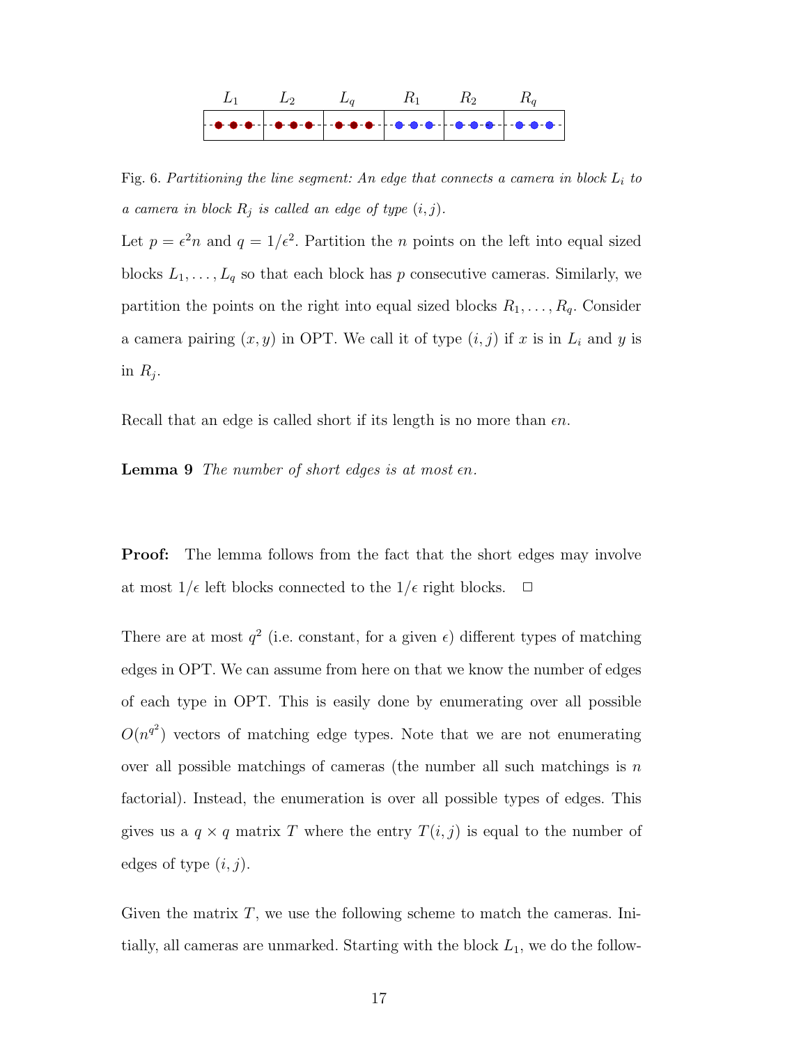$L_1$ $L_2$ $L_q$ $R_1$ $R_2$ $R_q$

Fig. 6. *Partitioning the line segment: An edge that connects a camera in block $L_i$ to a camera in block $R_j$ is called an edge of type $(i, j)$.*

Let $p = \epsilon^2 n$ and $q = 1/\epsilon^2$. Partition the $n$ points on the left into equal sized blocks $L_1, \ldots, L_q$ so that each block has $p$ consecutive cameras. Similarly, we partition the points on the right into equal sized blocks $R_1, \ldots, R_q$. Consider a camera pairing $(x, y)$ in OPT. We call it of type $(i, j)$ if $x$ is in $L_i$ and $y$ is in $R_j$.

Recall that an edge is called short if its length is no more than $\epsilon n$.

**Lemma 9** *The number of short edges is at most $\epsilon n$.*

**Proof:** The lemma follows from the fact that the short edges may involve at most $1/\epsilon$ left blocks connected to the $1/\epsilon$ right blocks. □

There are at most $q^2$ (i.e. constant, for a given $\epsilon$) different types of matching edges in OPT. We can assume from here on that we know the number of edges of each type in OPT. This is easily done by enumerating over all possible $O(n^{q^2})$ vectors of matching edge types. Note that we are not enumerating over all possible matchings of cameras (the number all such matchings is $n$ factorial). Instead, the enumeration is over all possible types of edges. This gives us a $q \times q$ matrix $T$ where the entry $T(i, j)$ is equal to the number of edges of type $(i, j)$.

Given the matrix $T$, we use the following scheme to match the cameras. Initially, all cameras are unmarked. Starting with the block $L_1$, we do the follow-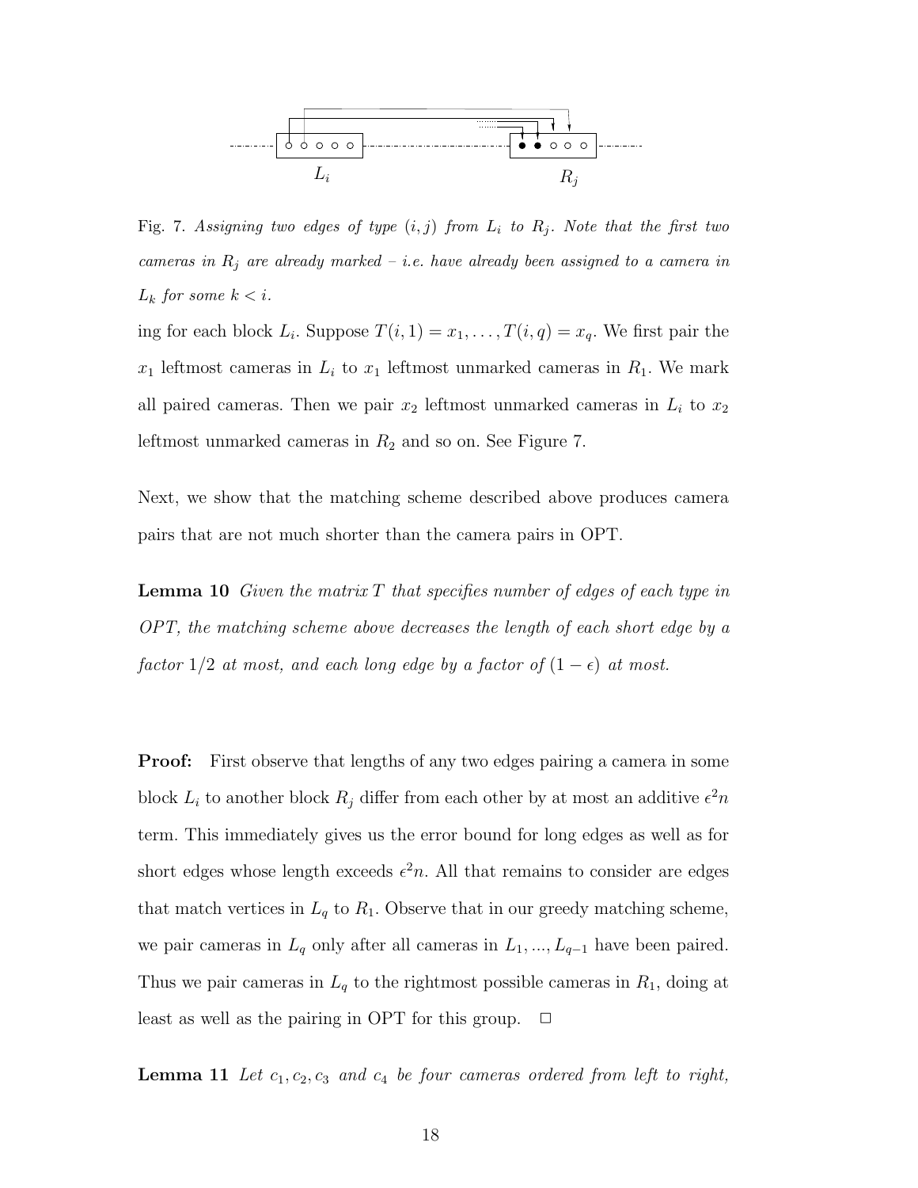$L_i$ $R_j$

Fig. 7. *Assigning two edges of type $(i, j)$ from $L_i$ to $R_j$. Note that the first two cameras in $R_j$ are already marked – i.e. have already been assigned to a camera in $L_k$ for some $k < i$.*

ing for each block $L_i$. Suppose $T(i, 1) = x_1, \ldots, T(i, q) = x_q$. We first pair the $x_1$ leftmost cameras in $L_i$ to $x_1$ leftmost unmarked cameras in $R_1$. We mark all paired cameras. Then we pair $x_2$ leftmost unmarked cameras in $L_i$ to $x_2$ leftmost unmarked cameras in $R_2$ and so on. See Figure 7.

Next, we show that the matching scheme described above produces camera pairs that are not much shorter than the camera pairs in OPT.

**Lemma 10** *Given the matrix $T$ that specifies number of edges of each type in OPT, the matching scheme above decreases the length of each short edge by a factor $1/2$ at most, and each long edge by a factor of $(1 - \epsilon)$ at most.*

**Proof:** First observe that lengths of any two edges pairing a camera in some block $L_i$ to another block $R_j$ differ from each other by at most an additive $\epsilon^2 n$ term. This immediately gives us the error bound for long edges as well as for short edges whose length exceeds $\epsilon^2 n$. All that remains to consider are edges that match vertices in $L_q$ to $R_1$. Observe that in our greedy matching scheme, we pair cameras in $L_q$ only after all cameras in $L_1, ..., L_{q-1}$ have been paired. Thus we pair cameras in $L_q$ to the rightmost possible cameras in $R_1$, doing at least as well as the pairing in OPT for this group. □

**Lemma 11** *Let $c_1, c_2, c_3$ and $c_4$ be four cameras ordered from left to right,*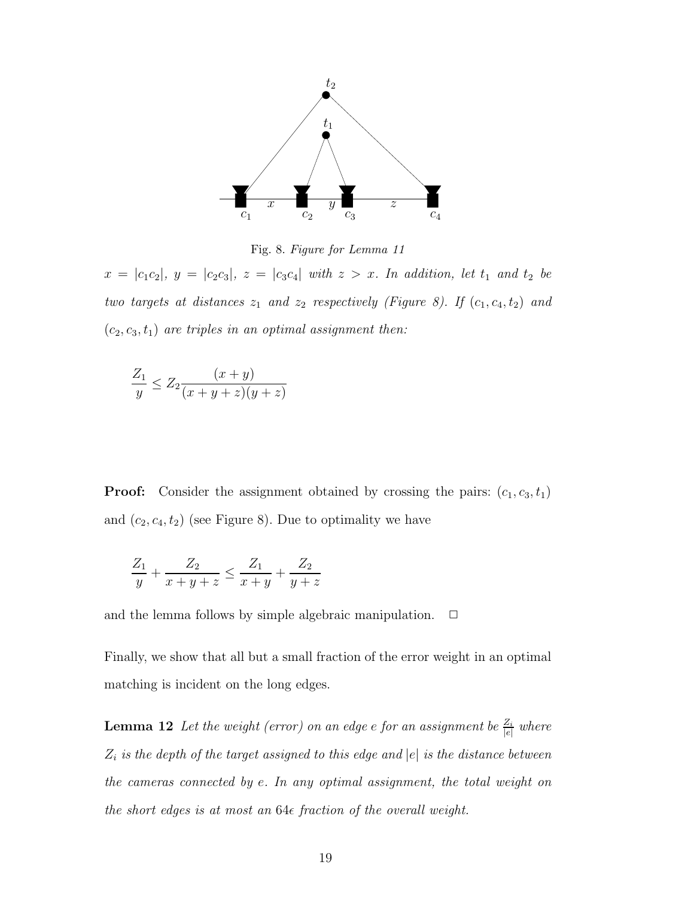Fig. 8. *Figure for Lemma 11*

*$x = |c_1c_2|$, $y = |c_2c_3|$, $z = |c_3c_4|$ with $z > x$. In addition, let $t_1$ and $t_2$ be two targets at distances $z_1$ and $z_2$ respectively (Figure 8). If $(c_1, c_4, t_2)$ and $(c_2, c_3, t_1)$ are triples in an optimal assignment then:*

$$\frac{Z_1}{y} \leq Z_2 \frac{(x+y)}{(x+y+z)(y+z)}$$

**Proof:** Consider the assignment obtained by crossing the pairs: $(c_1, c_3, t_1)$ and $(c_2, c_4, t_2)$ (see Figure 8). Due to optimality we have

$$\frac{Z_1}{y} + \frac{Z_2}{x+y+z} \leq \frac{Z_1}{x+y} + \frac{Z_2}{y+z}$$

and the lemma follows by simple algebraic manipulation. $\Box$

Finally, we show that all but a small fraction of the error weight in an optimal matching is incident on the long edges.

**Lemma 12** *Let the weight (error) on an edge $e$ for an assignment be $\frac{Z_i}{|e|}$ where $Z_i$ is the depth of the target assigned to this edge and $|e|$ is the distance between the cameras connected by $e$. In any optimal assignment, the total weight on the short edges is at most an $64\epsilon$ fraction of the overall weight.*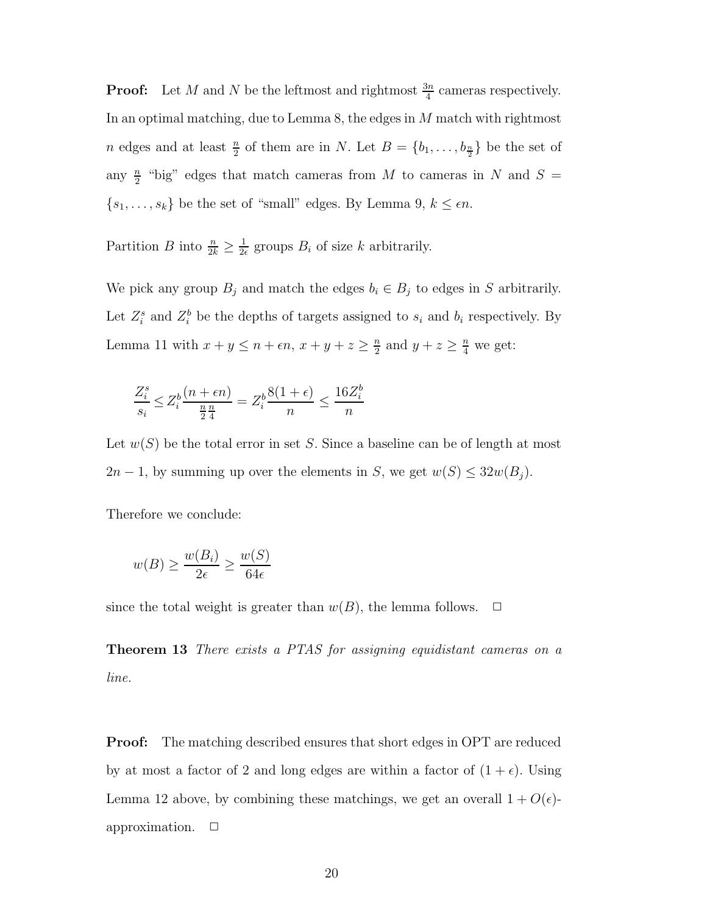**Proof:** Let $M$ and $N$ be the leftmost and rightmost $\frac{3n}{4}$ cameras respectively. In an optimal matching, due to Lemma 8, the edges in $M$ match with rightmost $n$ edges and at least $\frac{n}{2}$ of them are in $N$. Let $B = \{b_1, \ldots, b_{\frac{n}{2}}\}$ be the set of any $\frac{n}{2}$ "big" edges that match cameras from $M$ to cameras in $N$ and $S = \{s_1, \ldots, s_k\}$ be the set of "small" edges. By Lemma 9, $k \leq \epsilon n$.

Partition $B$ into $\frac{n}{2k} \geq \frac{1}{2\epsilon}$ groups $B_i$ of size $k$ arbitrarily.

We pick any group $B_j$ and match the edges $b_i \in B_j$ to edges in $S$ arbitrarily. Let $Z_i^s$ and $Z_i^b$ be the depths of targets assigned to $s_i$ and $b_i$ respectively. By Lemma 11 with $x + y \leq n + \epsilon n$, $x + y + z \geq \frac{n}{2}$ and $y + z \geq \frac{n}{4}$ we get:

$$\frac{Z_i^s}{s_i} \leq Z_i^b \frac{(n + \epsilon n)}{\frac{n}{2}\frac{n}{4}} = Z_i^b \frac{8(1+\epsilon)}{n} \leq \frac{16 Z_i^b}{n}$$

Let $w(S)$ be the total error in set $S$. Since a baseline can be of length at most $2n - 1$, by summing up over the elements in $S$, we get $w(S) \leq 32 w(B_j)$.

Therefore we conclude:

$$w(B) \geq \frac{w(B_i)}{2\epsilon} \geq \frac{w(S)}{64\epsilon}$$

since the total weight is greater than $w(B)$, the lemma follows. $\Box$

**Theorem 13** *There exists a PTAS for assigning equidistant cameras on a line.*

**Proof:** The matching described ensures that short edges in OPT are reduced by at most a factor of 2 and long edges are within a factor of $(1 + \epsilon)$. Using Lemma 12 above, by combining these matchings, we get an overall $1 + O(\epsilon)$-approximation. $\Box$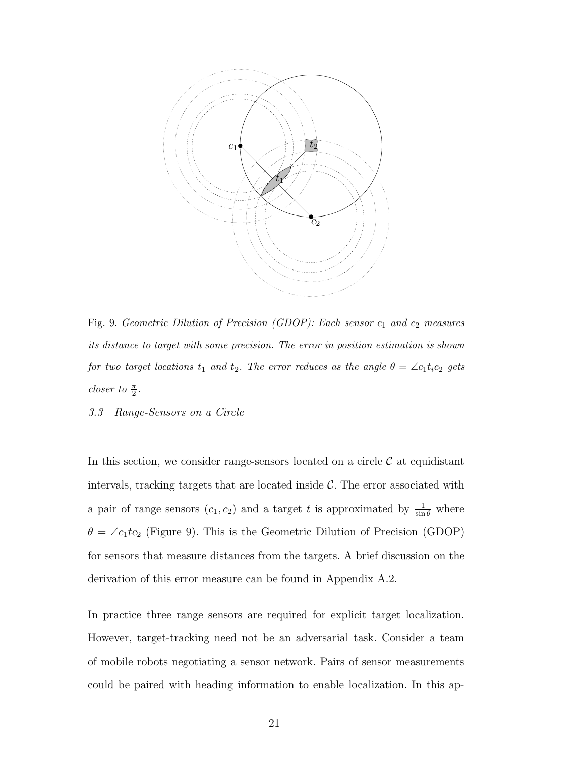$c_1$

$t_2$

$t_1$

$c_2$

Fig. 9. *Geometric Dilution of Precision (GDOP): Each sensor $c_1$ and $c_2$ measures its distance to target with some precision. The error in position estimation is shown for two target locations $t_1$ and $t_2$. The error reduces as the angle $\theta = \angle c_1 t_i c_2$ gets closer to $\frac{\pi}{2}$.*

### *3.3 Range-Sensors on a Circle*

In this section, we consider range-sensors located on a circle $\mathcal{C}$ at equidistant intervals, tracking targets that are located inside $\mathcal{C}$. The error associated with a pair of range sensors $(c_1, c_2)$ and a target $t$ is approximated by $\frac{1}{\sin\theta}$ where $\theta = \angle c_1 t c_2$ (Figure 9). This is the Geometric Dilution of Precision (GDOP) for sensors that measure distances from the targets. A brief discussion on the derivation of this error measure can be found in Appendix A.2.

In practice three range sensors are required for explicit target localization. However, target-tracking need not be an adversarial task. Consider a team of mobile robots negotiating a sensor network. Pairs of sensor measurements could be paired with heading information to enable localization. In this ap-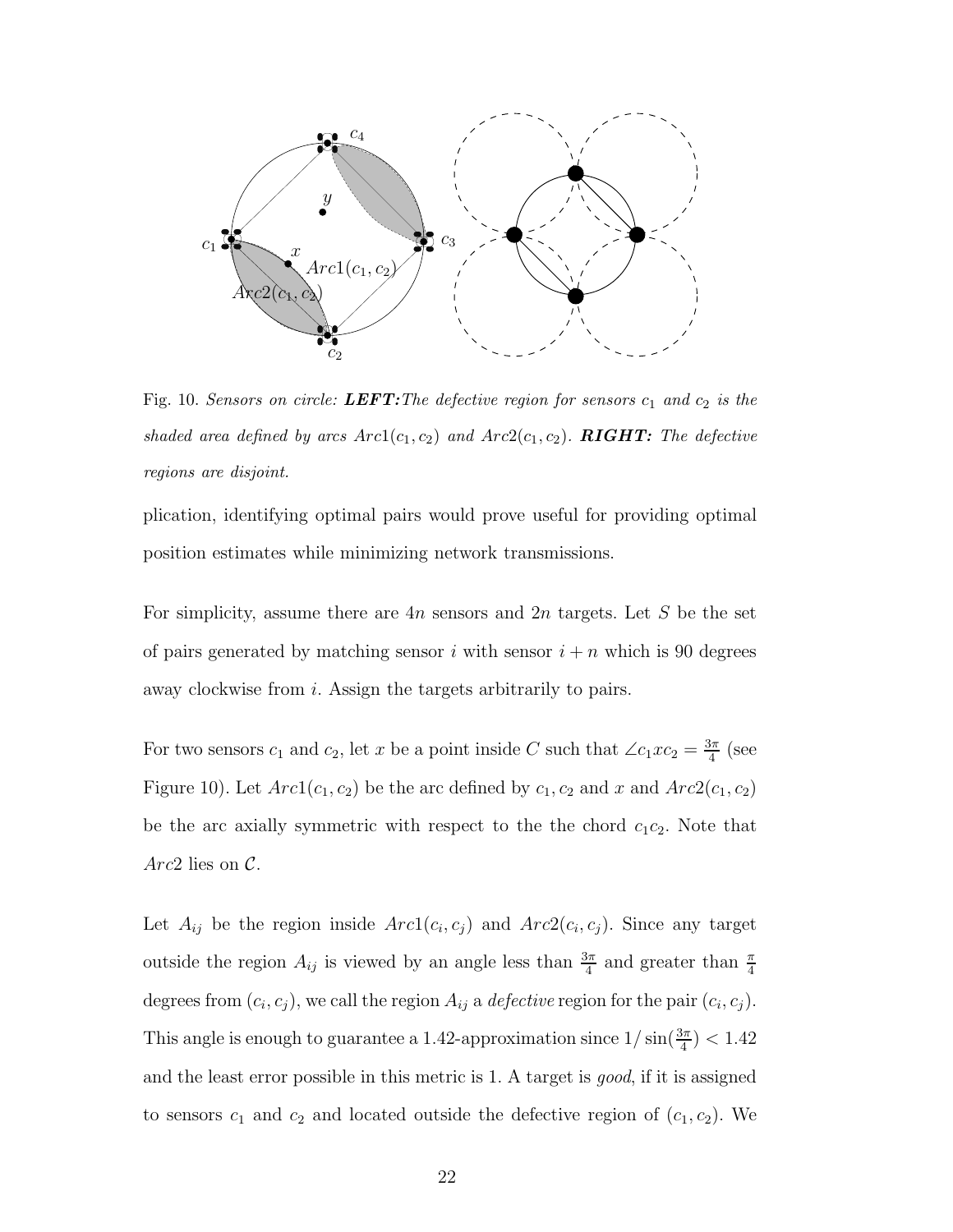$c_4$

$y$

$c_1$

$x$

$c_3$

$Arc1(c_1, c_2)$

$Arc2(c_1, c_2)$

$c_2$

Fig. 10. *Sensors on circle:* ***LEFT:*** *The defective region for sensors $c_1$ and $c_2$ is the shaded area defined by arcs $Arc1(c_1, c_2)$ and $Arc2(c_1, c_2)$.* ***RIGHT:*** *The defective regions are disjoint.*

plication, identifying optimal pairs would prove useful for providing optimal position estimates while minimizing network transmissions.

For simplicity, assume there are $4n$ sensors and $2n$ targets. Let $S$ be the set of pairs generated by matching sensor $i$ with sensor $i + n$ which is 90 degrees away clockwise from $i$. Assign the targets arbitrarily to pairs.

For two sensors $c_1$ and $c_2$, let $x$ be a point inside $C$ such that $\angle c_1 x c_2 = \frac{3\pi}{4}$ (see Figure 10). Let $Arc1(c_1, c_2)$ be the arc defined by $c_1, c_2$ and $x$ and $Arc2(c_1, c_2)$ be the arc axially symmetric with respect to the the chord $c_1c_2$. Note that $Arc2$ lies on $\mathcal{C}$.

Let $A_{ij}$ be the region inside $Arc1(c_i, c_j)$ and $Arc2(c_i, c_j)$. Since any target outside the region $A_{ij}$ is viewed by an angle less than $\frac{3\pi}{4}$ and greater than $\frac{\pi}{4}$ degrees from $(c_i, c_j)$, we call the region $A_{ij}$ a *defective* region for the pair $(c_i, c_j)$. This angle is enough to guarantee a 1.42-approximation since $1/\sin(\frac{3\pi}{4}) < 1.42$ and the least error possible in this metric is 1. A target is *good*, if it is assigned to sensors $c_1$ and $c_2$ and located outside the defective region of $(c_1, c_2)$. We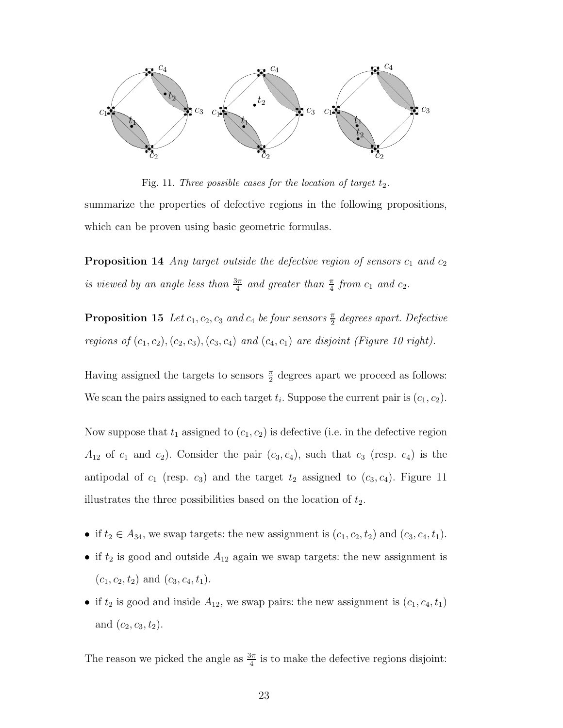Fig. 11. *Three possible cases for the location of target $t_2$.*

summarize the properties of defective regions in the following propositions, which can be proven using basic geometric formulas.

**Proposition 14** *Any target outside the defective region of sensors $c_1$ and $c_2$ is viewed by an angle less than $\frac{3\pi}{4}$ and greater than $\frac{\pi}{4}$ from $c_1$ and $c_2$.*

**Proposition 15** *Let $c_1, c_2, c_3$ and $c_4$ be four sensors $\frac{\pi}{2}$ degrees apart. Defective regions of $(c_1, c_2), (c_2, c_3), (c_3, c_4)$ and $(c_4, c_1)$ are disjoint (Figure 10 right).*

Having assigned the targets to sensors $\frac{\pi}{2}$ degrees apart we proceed as follows: We scan the pairs assigned to each target $t_i$. Suppose the current pair is $(c_1, c_2)$.

Now suppose that $t_1$ assigned to $(c_1, c_2)$ is defective (i.e. in the defective region $A_{12}$ of $c_1$ and $c_2$). Consider the pair $(c_3, c_4)$, such that $c_3$ (resp. $c_4$) is the antipodal of $c_1$ (resp. $c_3$) and the target $t_2$ assigned to $(c_3, c_4)$. Figure 11 illustrates the three possibilities based on the location of $t_2$.

- if $t_2 \in A_{34}$, we swap targets: the new assignment is $(c_1, c_2, t_2)$ and $(c_3, c_4, t_1)$.
- if $t_2$ is good and outside $A_{12}$ again we swap targets: the new assignment is $(c_1, c_2, t_2)$ and $(c_3, c_4, t_1)$.
- if $t_2$ is good and inside $A_{12}$, we swap pairs: the new assignment is $(c_1, c_4, t_1)$ and $(c_2, c_3, t_2)$.

The reason we picked the angle as $\frac{3\pi}{4}$ is to make the defective regions disjoint: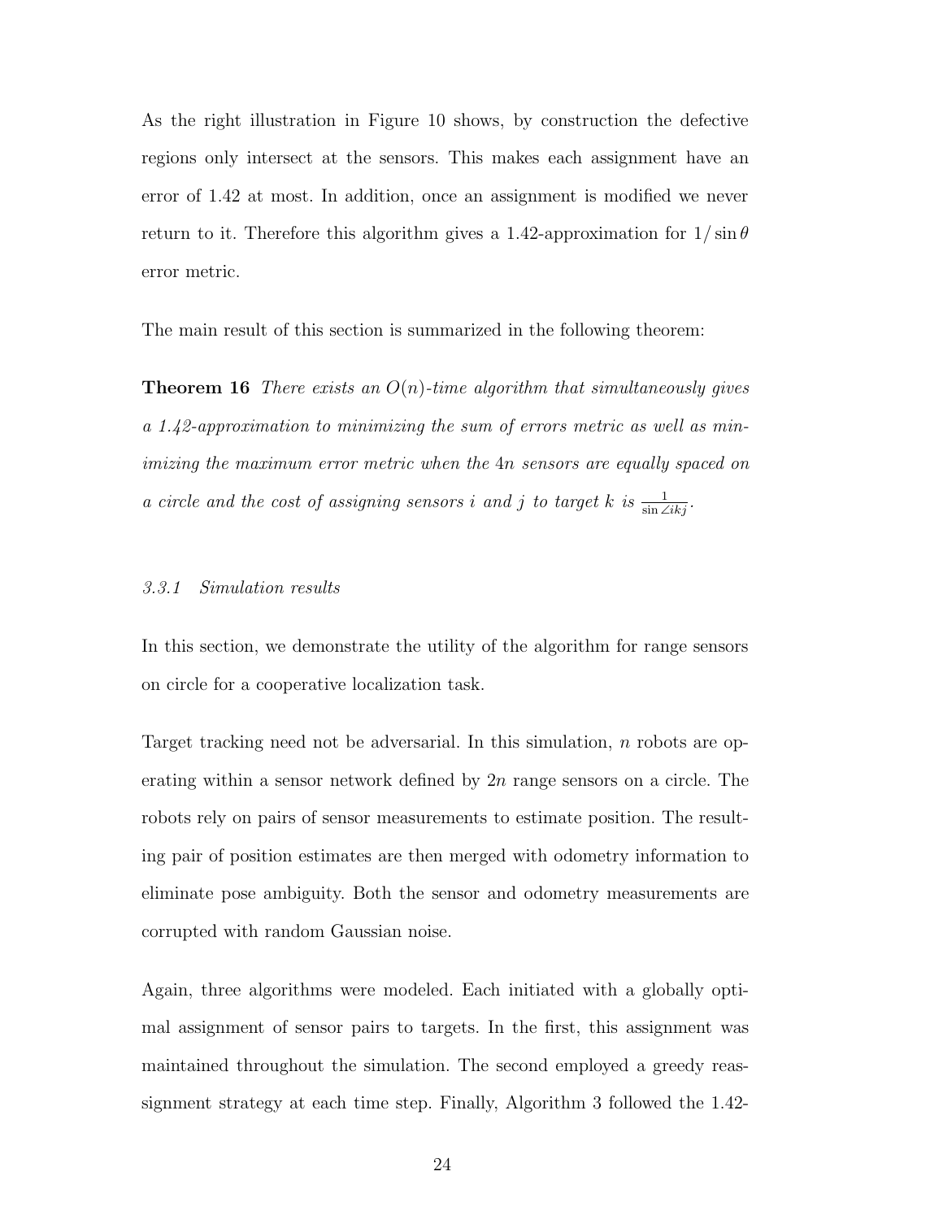As the right illustration in Figure 10 shows, by construction the defective regions only intersect at the sensors. This makes each assignment have an error of 1.42 at most. In addition, once an assignment is modified we never return to it. Therefore this algorithm gives a 1.42-approximation for $1/\sin\theta$ error metric.

The main result of this section is summarized in the following theorem:

**Theorem 16** *There exists an $O(n)$-time algorithm that simultaneously gives a 1.42-approximation to minimizing the sum of errors metric as well as minimizing the maximum error metric when the $4n$ sensors are equally spaced on a circle and the cost of assigning sensors $i$ and $j$ to target $k$ is $\frac{1}{\sin\angle ikj}$.*

#### *3.3.1 Simulation results*

In this section, we demonstrate the utility of the algorithm for range sensors on circle for a cooperative localization task.

Target tracking need not be adversarial. In this simulation, $n$ robots are operating within a sensor network defined by $2n$ range sensors on a circle. The robots rely on pairs of sensor measurements to estimate position. The resulting pair of position estimates are then merged with odometry information to eliminate pose ambiguity. Both the sensor and odometry measurements are corrupted with random Gaussian noise.

Again, three algorithms were modeled. Each initiated with a globally optimal assignment of sensor pairs to targets. In the first, this assignment was maintained throughout the simulation. The second employed a greedy reassignment strategy at each time step. Finally, Algorithm 3 followed the 1.42-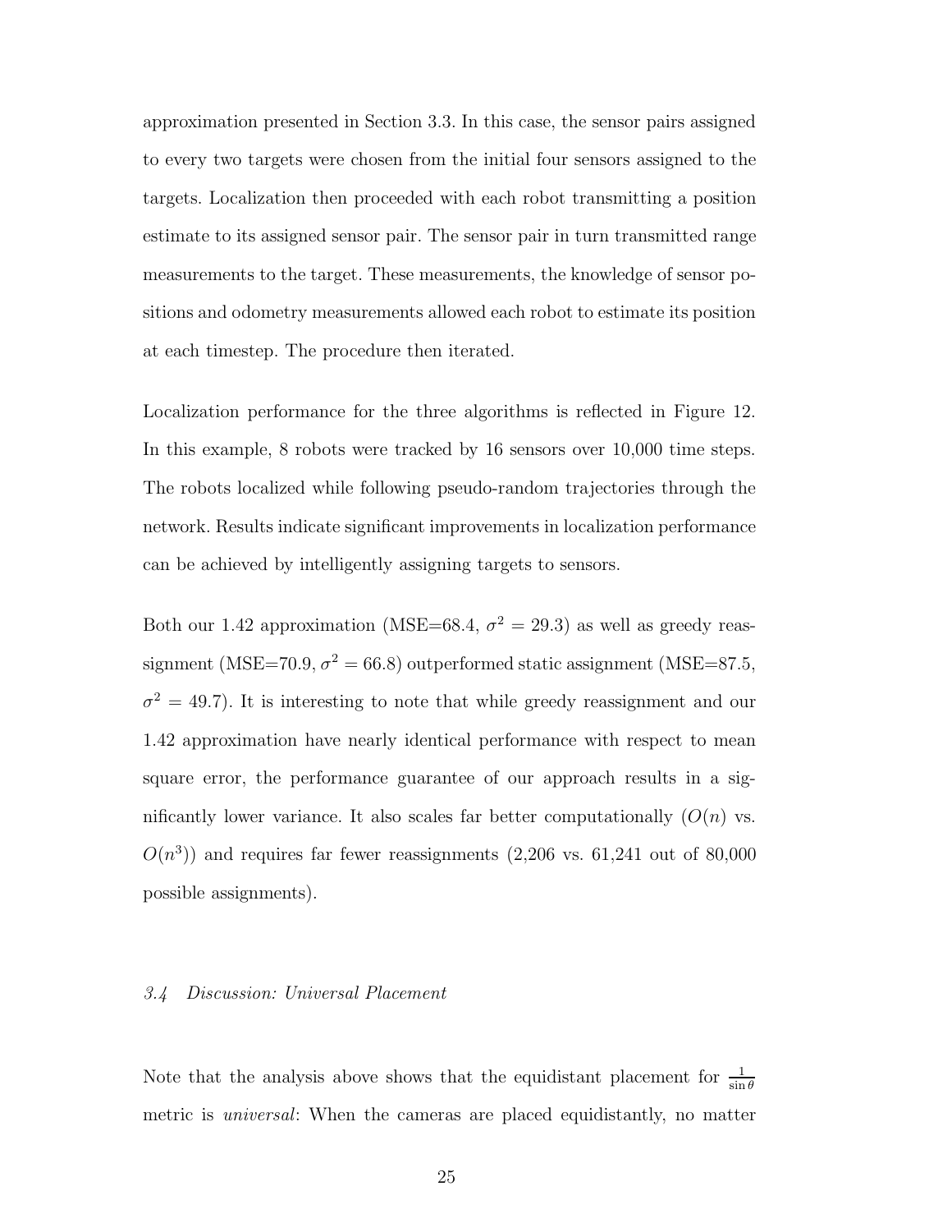approximation presented in Section 3.3. In this case, the sensor pairs assigned to every two targets were chosen from the initial four sensors assigned to the targets. Localization then proceeded with each robot transmitting a position estimate to its assigned sensor pair. The sensor pair in turn transmitted range measurements to the target. These measurements, the knowledge of sensor positions and odometry measurements allowed each robot to estimate its position at each timestep. The procedure then iterated.

Localization performance for the three algorithms is reflected in Figure 12. In this example, 8 robots were tracked by 16 sensors over 10,000 time steps. The robots localized while following pseudo-random trajectories through the network. Results indicate significant improvements in localization performance can be achieved by intelligently assigning targets to sensors.

Both our 1.42 approximation (MSE=68.4, $\sigma^2 = 29.3$) as well as greedy reassignment (MSE=70.9, $\sigma^2 = 66.8$) outperformed static assignment (MSE=87.5, $\sigma^2 = 49.7$). It is interesting to note that while greedy reassignment and our 1.42 approximation have nearly identical performance with respect to mean square error, the performance guarantee of our approach results in a significantly lower variance. It also scales far better computationally ($O(n)$ vs. $O(n^3)$) and requires far fewer reassignments (2,206 vs. 61,241 out of 80,000 possible assignments).

### *3.4 Discussion: Universal Placement*

Note that the analysis above shows that the equidistant placement for $\frac{1}{\sin\theta}$ metric is *universal*: When the cameras are placed equidistantly, no matter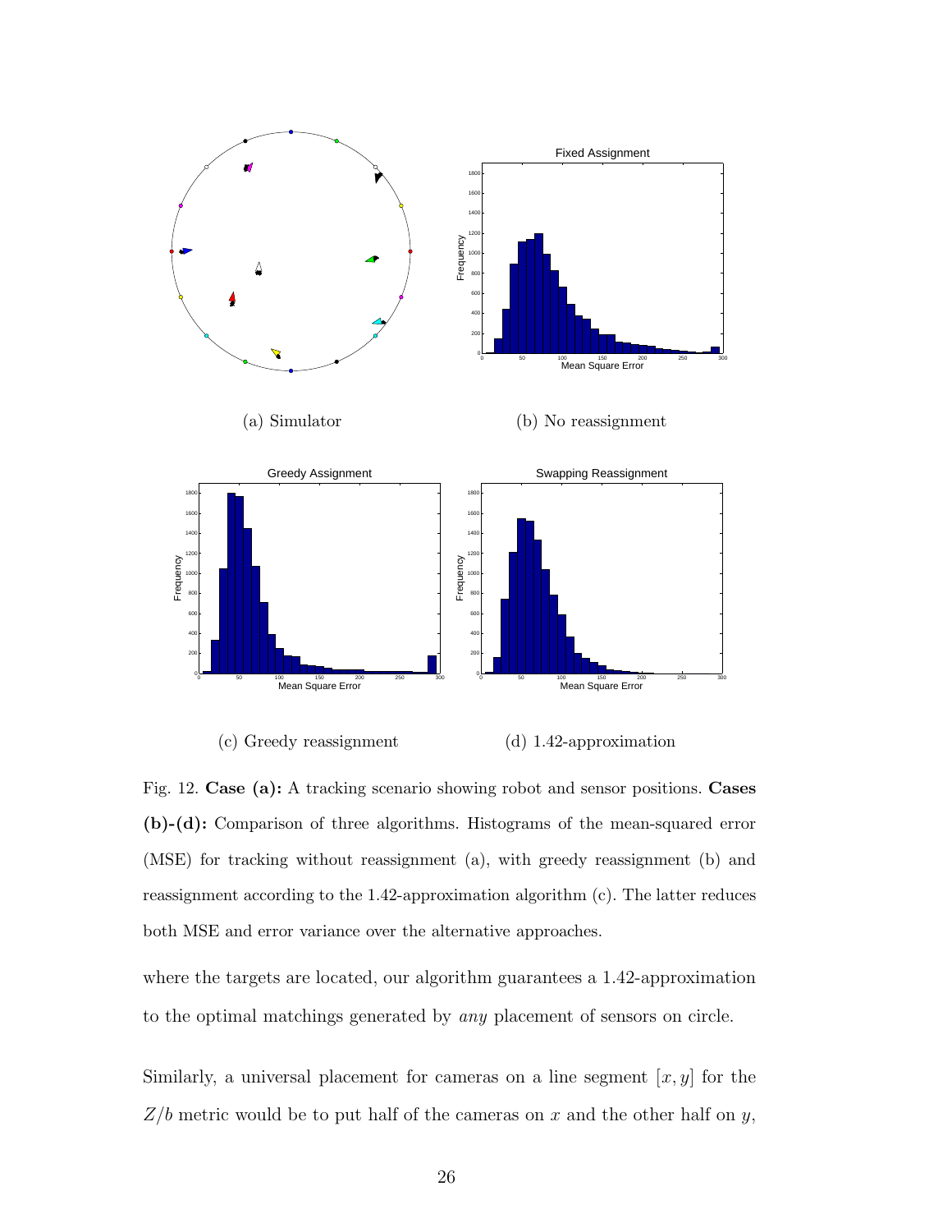Fixed Assignment

Frequency

Mean Square Error

0 50 100 150 200 250 300

0 200 400 600 800 1000 1200 1400 1600 1800

(a) Simulator

(b) No reassignment

Greedy Assignment

Frequency

Mean Square Error

0 50 100 150 200 250 300

0 200 400 600 800 1000 1200 1400 1600 1800

Swapping Reassignment

Frequency

Mean Square Error

0 50 100 150 200 250 300

0 200 400 600 800 1000 1200 1400 1600 1800

(c) Greedy reassignment

(d) 1.42-approximation

Fig. 12. **Case (a):** A tracking scenario showing robot and sensor positions. **Cases (b)-(d):** Comparison of three algorithms. Histograms of the mean-squared error (MSE) for tracking without reassignment (a), with greedy reassignment (b) and reassignment according to the 1.42-approximation algorithm (c). The latter reduces both MSE and error variance over the alternative approaches.

where the targets are located, our algorithm guarantees a 1.42-approximation to the optimal matchings generated by *any* placement of sensors on circle.

Similarly, a universal placement for cameras on a line segment $[x, y]$ for the $Z/b$ metric would be to put half of the cameras on $x$ and the other half on $y$,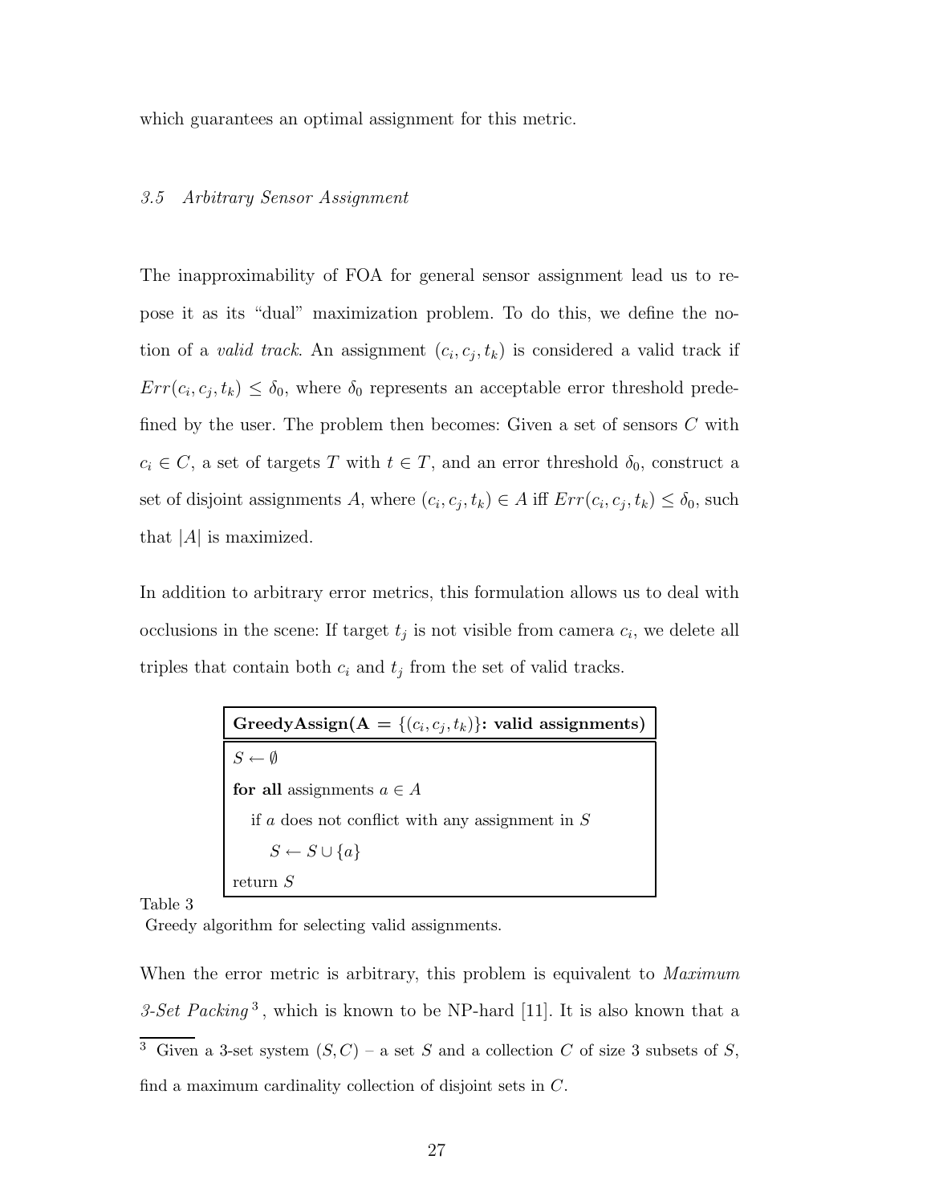which guarantees an optimal assignment for this metric.

### *3.5 Arbitrary Sensor Assignment*

The inapproximability of FOA for general sensor assignment lead us to repose it as its "dual" maximization problem. To do this, we define the notion of a *valid track*. An assignment $(c_i, c_j, t_k)$ is considered a valid track if $Err(c_i, c_j, t_k) \leq \delta_0$, where $\delta_0$ represents an acceptable error threshold predefined by the user. The problem then becomes: Given a set of sensors $C$ with $c_i \in C$, a set of targets $T$ with $t \in T$, and an error threshold $\delta_0$, construct a set of disjoint assignments $A$, where $(c_i, c_j, t_k) \in A$ iff $Err(c_i, c_j, t_k) \leq \delta_0$, such that $|A|$ is maximized.

In addition to arbitrary error metrics, this formulation allows us to deal with occlusions in the scene: If target $t_j$ is not visible from camera $c_i$, we delete all triples that contain both $c_i$ and $t_j$ from the set of valid tracks.

**GreedyAssign(A = $\{(c_i, c_j, t_k)\}$: valid assignments)**

```
S ← ∅
for all assignments a ∈ A
    if a does not conflict with any assignment in S
        S ← S ∪ {a}
return S
```

Table 3
Greedy algorithm for selecting valid assignments.

When the error metric is arbitrary, this problem is equivalent to *Maximum 3-Set Packing* [3], which is known to be NP-hard [11]. It is also known that a

[3] Given a 3-set system $(S, C)$ – a set $S$ and a collection $C$ of size 3 subsets of $S$, find a maximum cardinality collection of disjoint sets in $C$.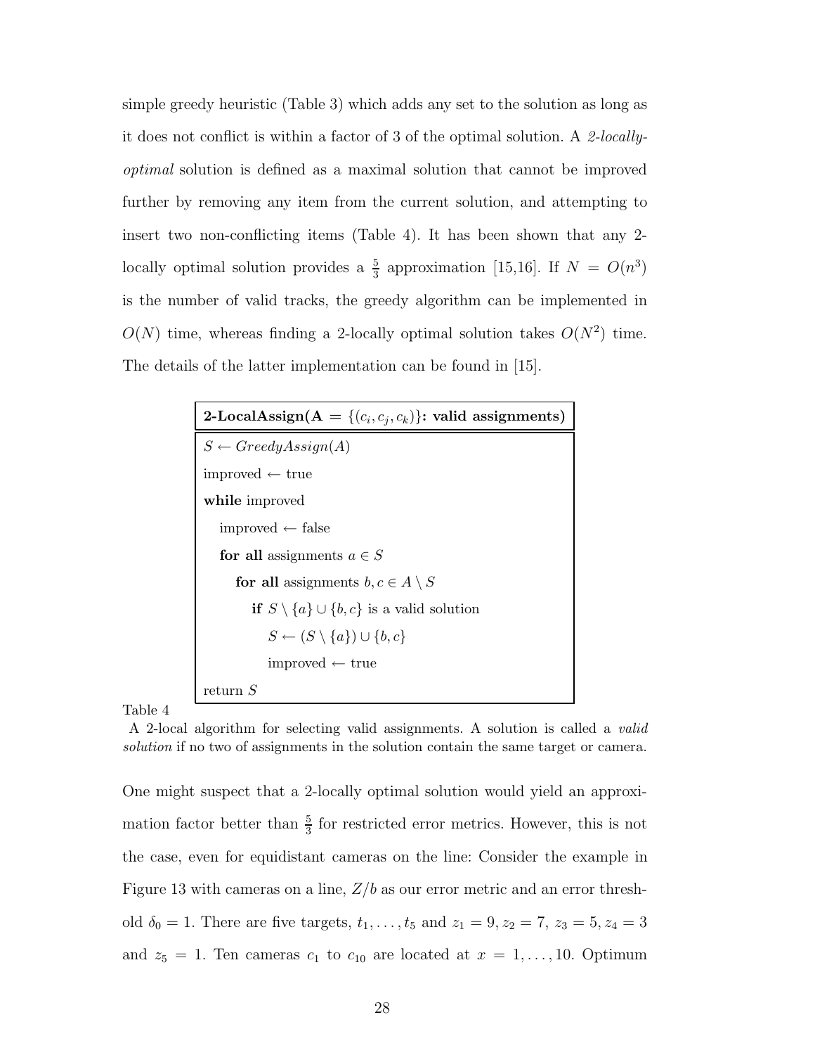simple greedy heuristic (Table 3) which adds any set to the solution as long as it does not conflict is within a factor of 3 of the optimal solution. A *2-locally-optimal* solution is defined as a maximal solution that cannot be improved further by removing any item from the current solution, and attempting to insert two non-conflicting items (Table 4). It has been shown that any 2-locally optimal solution provides a $\frac{5}{3}$ approximation [15,16]. If $N = O(n^3)$ is the number of valid tracks, the greedy algorithm can be implemented in $O(N)$ time, whereas finding a 2-locally optimal solution takes $O(N^2)$ time. The details of the latter implementation can be found in [15].

```
2-LocalAssign(A = {(c_i, c_j, c_k)}: valid assignments)
S ← GreedyAssign(A)
improved ← true
while improved
   improved ← false
   for all assignments a ∈ S
      for all assignments b, c ∈ A \ S
         if S \ {a} ∪ {b, c} is a valid solution
            S ← (S \ {a}) ∪ {b, c}
            improved ← true
return S
```

Table 4
A 2-local algorithm for selecting valid assignments. A solution is called a *valid solution* if no two of assignments in the solution contain the same target or camera.

One might suspect that a 2-locally optimal solution would yield an approximation factor better than $\frac{5}{3}$ for restricted error metrics. However, this is not the case, even for equidistant cameras on the line: Consider the example in Figure 13 with cameras on a line, $Z/b$ as our error metric and an error threshold $\delta_0 = 1$. There are five targets, $t_1, \ldots, t_5$ and $z_1 = 9, z_2 = 7, z_3 = 5, z_4 = 3$ and $z_5 = 1$. Ten cameras $c_1$ to $c_{10}$ are located at $x = 1, \ldots, 10$. Optimum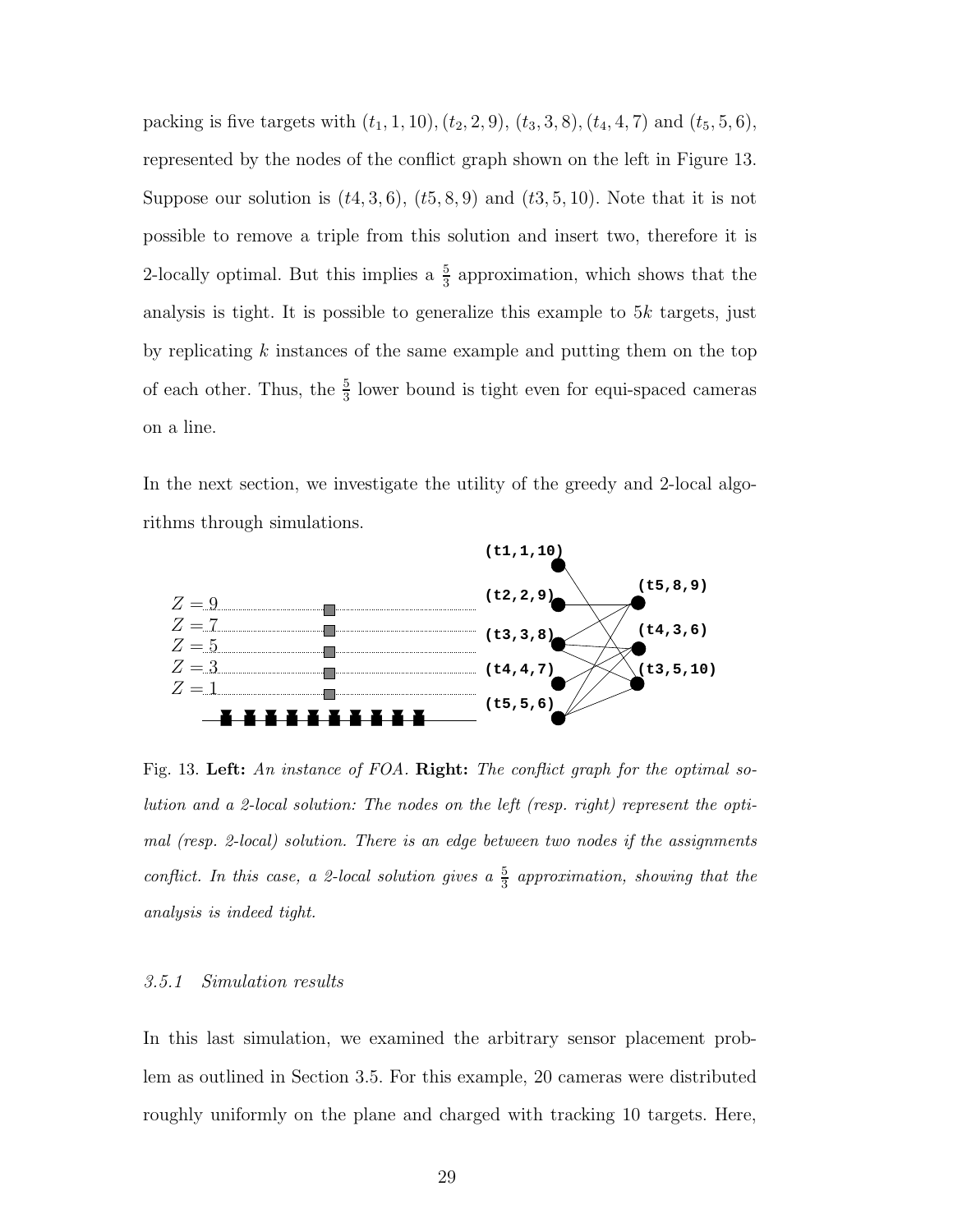packing is five targets with $(t_1, 1, 10), (t_2, 2, 9), (t_3, 3, 8), (t_4, 4, 7)$ and $(t_5, 5, 6)$, represented by the nodes of the conflict graph shown on the left in Figure 13. Suppose our solution is $(t4, 3, 6)$, $(t5, 8, 9)$ and $(t3, 5, 10)$. Note that it is not possible to remove a triple from this solution and insert two, therefore it is 2-locally optimal. But this implies a $\frac{5}{3}$ approximation, which shows that the analysis is tight. It is possible to generalize this example to $5k$ targets, just by replicating $k$ instances of the same example and putting them on the top of each other. Thus, the $\frac{5}{3}$ lower bound is tight even for equi-spaced cameras on a line.

In the next section, we investigate the utility of the greedy and 2-local algorithms through simulations.

Fig. 13. **Left:** *An instance of FOA.* **Right:** *The conflict graph for the optimal solution and a 2-local solution: The nodes on the left (resp. right) represent the optimal (resp. 2-local) solution. There is an edge between two nodes if the assignments conflict. In this case, a 2-local solution gives a $\frac{5}{3}$ approximation, showing that the analysis is indeed tight.*

### 3.5.1 Simulation results

In this last simulation, we examined the arbitrary sensor placement problem as outlined in Section 3.5. For this example, 20 cameras were distributed roughly uniformly on the plane and charged with tracking 10 targets. Here,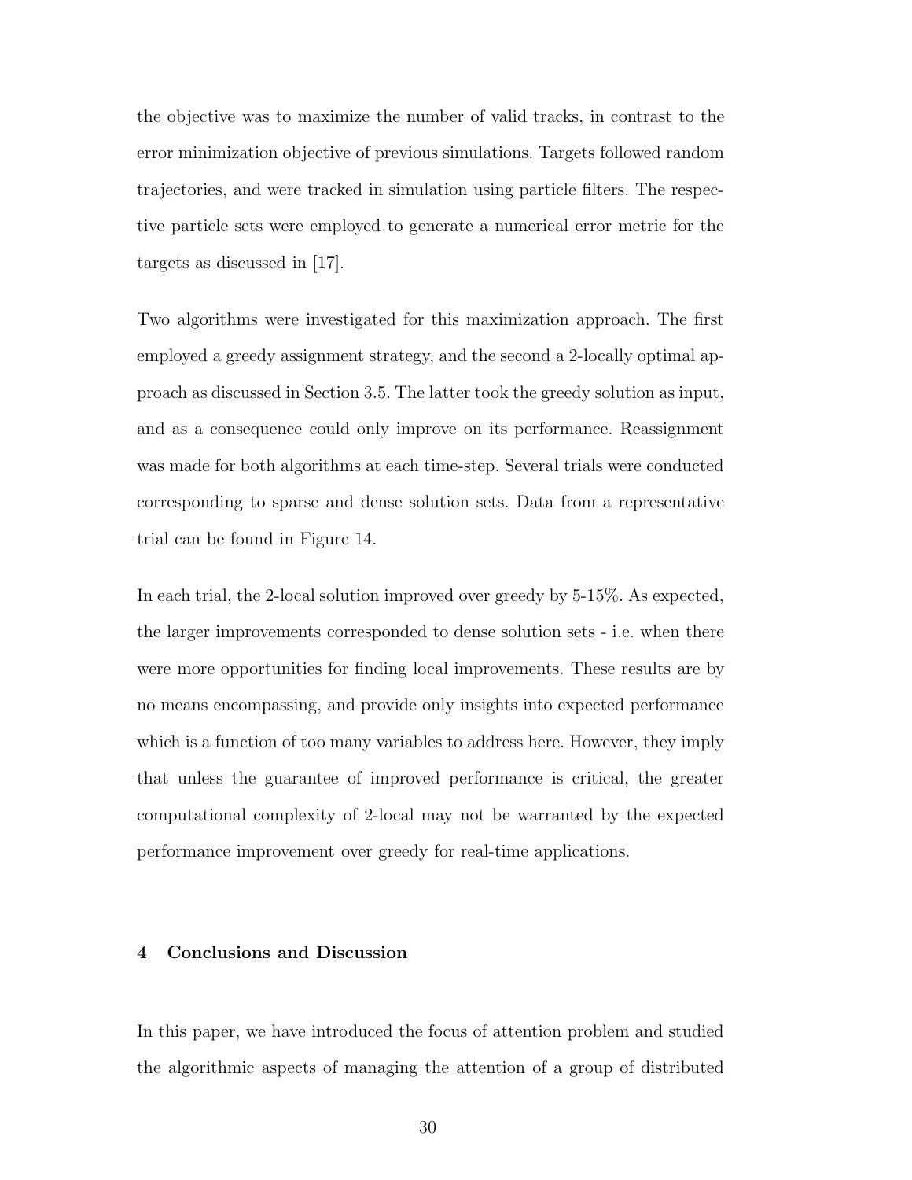the objective was to maximize the number of valid tracks, in contrast to the error minimization objective of previous simulations. Targets followed random trajectories, and were tracked in simulation using particle filters. The respective particle sets were employed to generate a numerical error metric for the targets as discussed in [17].

Two algorithms were investigated for this maximization approach. The first employed a greedy assignment strategy, and the second a 2-locally optimal approach as discussed in Section 3.5. The latter took the greedy solution as input, and as a consequence could only improve on its performance. Reassignment was made for both algorithms at each time-step. Several trials were conducted corresponding to sparse and dense solution sets. Data from a representative trial can be found in Figure 14.

In each trial, the 2-local solution improved over greedy by 5-15%. As expected, the larger improvements corresponded to dense solution sets - i.e. when there were more opportunities for finding local improvements. These results are by no means encompassing, and provide only insights into expected performance which is a function of too many variables to address here. However, they imply that unless the guarantee of improved performance is critical, the greater computational complexity of 2-local may not be warranted by the expected performance improvement over greedy for real-time applications.

## 4 Conclusions and Discussion

In this paper, we have introduced the focus of attention problem and studied the algorithmic aspects of managing the attention of a group of distributed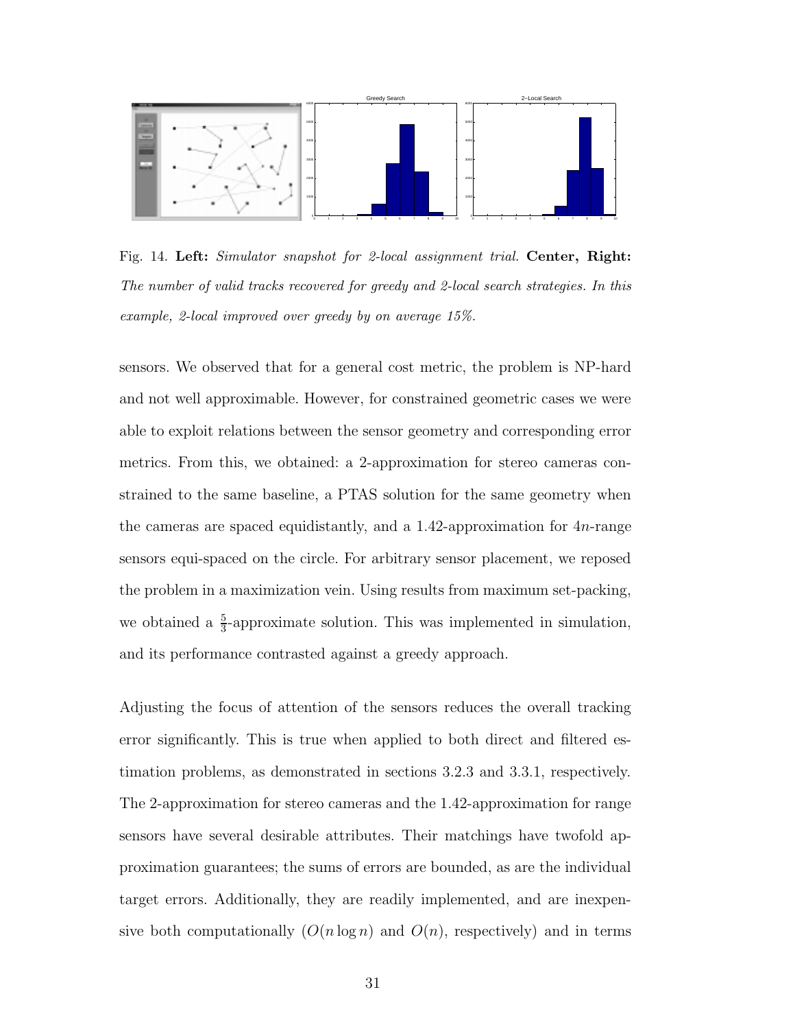Greedy Search

2-Local Search

Fig. 14. **Left:** *Simulator snapshot for 2-local assignment trial.* **Center, Right:** *The number of valid tracks recovered for greedy and 2-local search strategies. In this example, 2-local improved over greedy by on average 15%.*

sensors. We observed that for a general cost metric, the problem is NP-hard and not well approximable. However, for constrained geometric cases we were able to exploit relations between the sensor geometry and corresponding error metrics. From this, we obtained: a 2-approximation for stereo cameras constrained to the same baseline, a PTAS solution for the same geometry when the cameras are spaced equidistantly, and a 1.42-approximation for $4n$-range sensors equi-spaced on the circle. For arbitrary sensor placement, we reposed the problem in a maximization vein. Using results from maximum set-packing, we obtained a $\frac{5}{3}$-approximate solution. This was implemented in simulation, and its performance contrasted against a greedy approach.

Adjusting the focus of attention of the sensors reduces the overall tracking error significantly. This is true when applied to both direct and filtered estimation problems, as demonstrated in sections 3.2.3 and 3.3.1, respectively. The 2-approximation for stereo cameras and the 1.42-approximation for range sensors have several desirable attributes. Their matchings have twofold approximation guarantees; the sums of errors are bounded, as are the individual target errors. Additionally, they are readily implemented, and are inexpensive both computationally ($O(n \log n)$ and $O(n)$, respectively) and in terms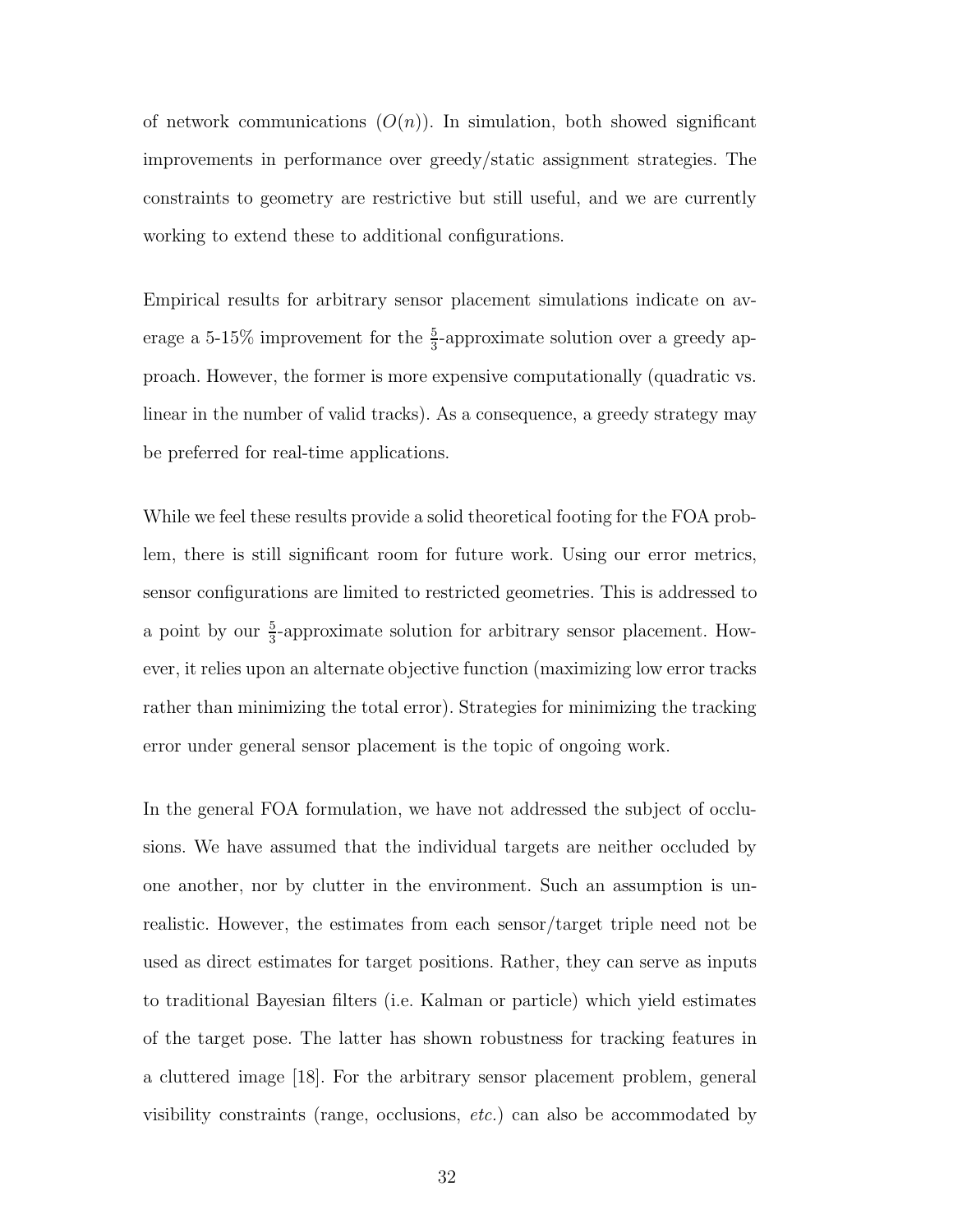of network communications ($O(n)$). In simulation, both showed significant improvements in performance over greedy/static assignment strategies. The constraints to geometry are restrictive but still useful, and we are currently working to extend these to additional configurations.

Empirical results for arbitrary sensor placement simulations indicate on average a 5-15% improvement for the $\frac{5}{3}$-approximate solution over a greedy approach. However, the former is more expensive computationally (quadratic vs. linear in the number of valid tracks). As a consequence, a greedy strategy may be preferred for real-time applications.

While we feel these results provide a solid theoretical footing for the FOA problem, there is still significant room for future work. Using our error metrics, sensor configurations are limited to restricted geometries. This is addressed to a point by our $\frac{5}{3}$-approximate solution for arbitrary sensor placement. However, it relies upon an alternate objective function (maximizing low error tracks rather than minimizing the total error). Strategies for minimizing the tracking error under general sensor placement is the topic of ongoing work.

In the general FOA formulation, we have not addressed the subject of occlusions. We have assumed that the individual targets are neither occluded by one another, nor by clutter in the environment. Such an assumption is unrealistic. However, the estimates from each sensor/target triple need not be used as direct estimates for target positions. Rather, they can serve as inputs to traditional Bayesian filters (i.e. Kalman or particle) which yield estimates of the target pose. The latter has shown robustness for tracking features in a cluttered image [18]. For the arbitrary sensor placement problem, general visibility constraints (range, occlusions, *etc.*) can also be accommodated by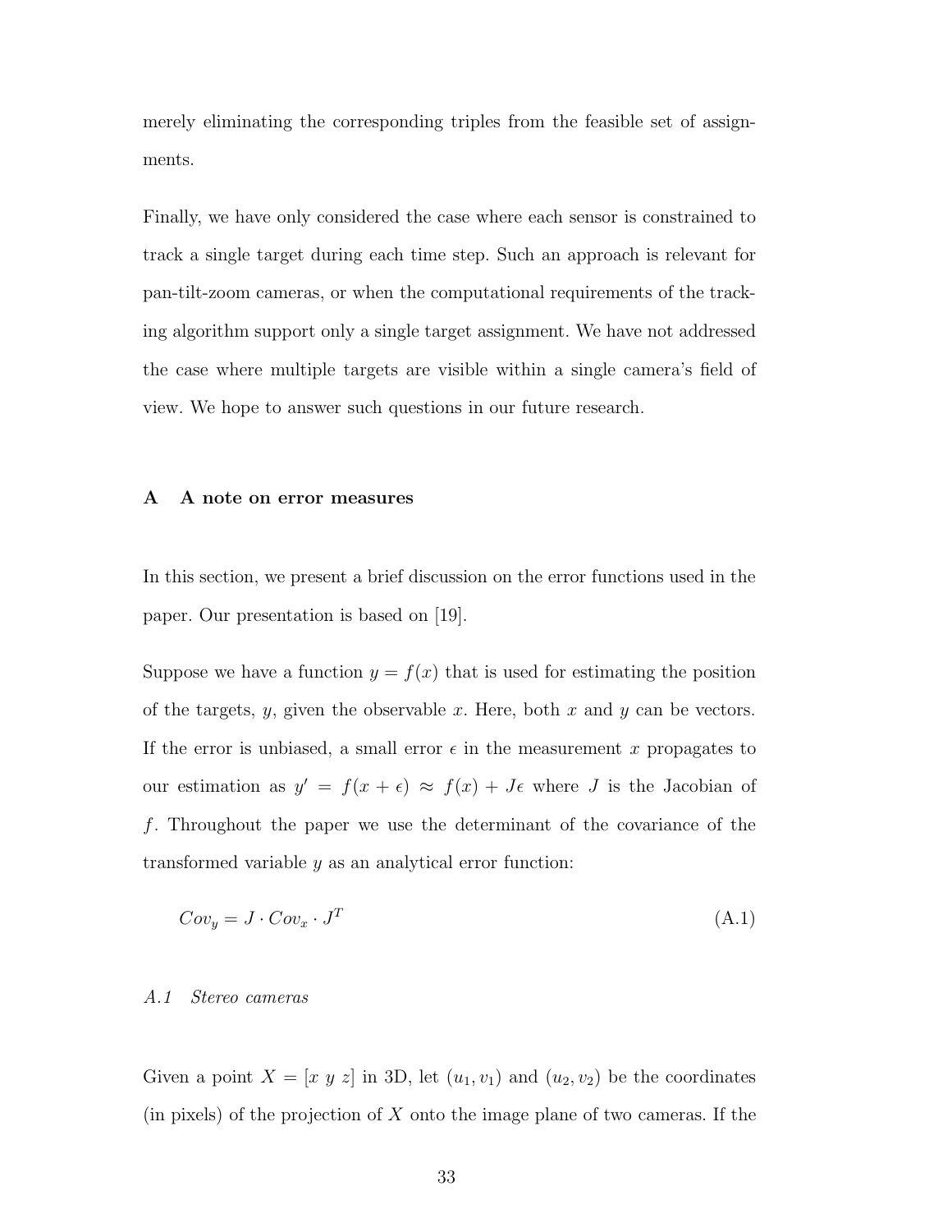merely eliminating the corresponding triples from the feasible set of assignments.

Finally, we have only considered the case where each sensor is constrained to track a single target during each time step. Such an approach is relevant for pan-tilt-zoom cameras, or when the computational requirements of the tracking algorithm support only a single target assignment. We have not addressed the case where multiple targets are visible within a single camera's field of view. We hope to answer such questions in our future research.

## A A note on error measures

In this section, we present a brief discussion on the error functions used in the paper. Our presentation is based on [19].

Suppose we have a function $y = f(x)$ that is used for estimating the position of the targets, $y$, given the observable $x$. Here, both $x$ and $y$ can be vectors. If the error is unbiased, a small error $\epsilon$ in the measurement $x$ propagates to our estimation as $y' = f(x + \epsilon) \approx f(x) + J\epsilon$ where $J$ is the Jacobian of $f$. Throughout the paper we use the determinant of the covariance of the transformed variable $y$ as an analytical error function:

$$Cov_y = J \cdot Cov_x \cdot J^T \tag{A.1}$$

### *A.1 Stereo cameras*

Given a point $X = [x \; y \; z]$ in 3D, let $(u_1, v_1)$ and $(u_2, v_2)$ be the coordinates (in pixels) of the projection of $X$ onto the image plane of two cameras. If the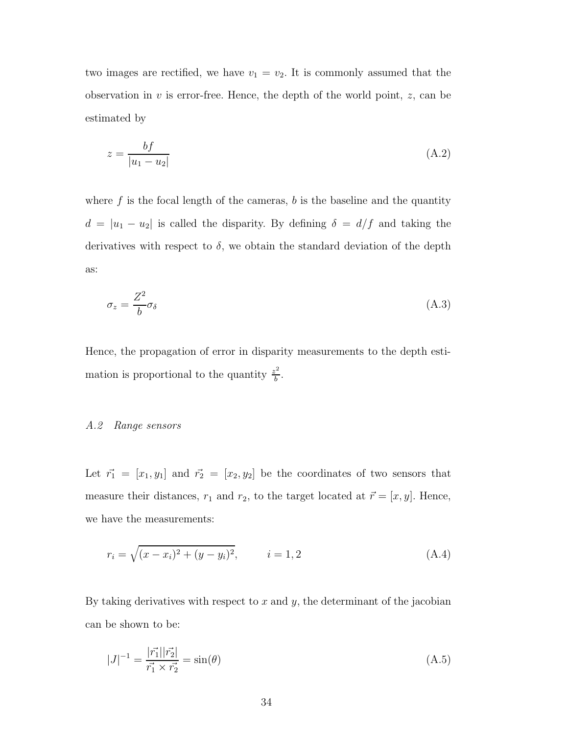two images are rectified, we have $v_1 = v_2$. It is commonly assumed that the observation in $v$ is error-free. Hence, the depth of the world point, $z$, can be estimated by

$$z = \frac{bf}{|u_1 - u_2|} \tag{A.2}$$

where $f$ is the focal length of the cameras, $b$ is the baseline and the quantity $d = |u_1 - u_2|$ is called the disparity. By defining $\delta = d/f$ and taking the derivatives with respect to $\delta$, we obtain the standard deviation of the depth as:

$$\sigma_z = \frac{Z^2}{b}\sigma_\delta \tag{A.3}$$

Hence, the propagation of error in disparity measurements to the depth estimation is proportional to the quantity $\frac{z^2}{b}$.

### *A.2 Range sensors*

Let $\vec{r_1} = [x_1, y_1]$ and $\vec{r_2} = [x_2, y_2]$ be the coordinates of two sensors that measure their distances, $r_1$ and $r_2$, to the target located at $\vec{r} = [x, y]$. Hence, we have the measurements:

$$r_i = \sqrt{(x - x_i)^2 + (y - y_i)^2}, \qquad i = 1, 2 \tag{A.4}$$

By taking derivatives with respect to $x$ and $y$, the determinant of the jacobian can be shown to be:

$$|J|^{-1} = \frac{|\vec{r_1}||\vec{r_2}|}{\vec{r_1} \times \vec{r_2}} = \sin(\theta) \tag{A.5}$$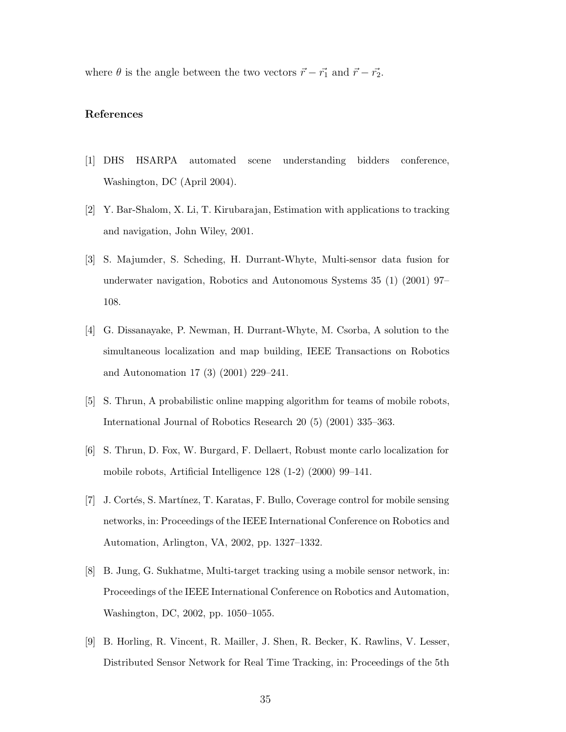where $\theta$ is the angle between the two vectors $\vec{r} - \vec{r_1}$ and $\vec{r} - \vec{r_2}$.

## References

[1] DHS HSARPA automated scene understanding bidders conference, Washington, DC (April 2004).

[2] Y. Bar-Shalom, X. Li, T. Kirubarajan, Estimation with applications to tracking and navigation, John Wiley, 2001.

[3] S. Majumder, S. Scheding, H. Durrant-Whyte, Multi-sensor data fusion for underwater navigation, Robotics and Autonomous Systems 35 (1) (2001) 97–108.

[4] G. Dissanayake, P. Newman, H. Durrant-Whyte, M. Csorba, A solution to the simultaneous localization and map building, IEEE Transactions on Robotics and Autonomation 17 (3) (2001) 229–241.

[5] S. Thrun, A probabilistic online mapping algorithm for teams of mobile robots, International Journal of Robotics Research 20 (5) (2001) 335–363.

[6] S. Thrun, D. Fox, W. Burgard, F. Dellaert, Robust monte carlo localization for mobile robots, Artificial Intelligence 128 (1-2) (2000) 99–141.

[7] J. Cortés, S. Martínez, T. Karatas, F. Bullo, Coverage control for mobile sensing networks, in: Proceedings of the IEEE International Conference on Robotics and Automation, Arlington, VA, 2002, pp. 1327–1332.

[8] B. Jung, G. Sukhatme, Multi-target tracking using a mobile sensor network, in: Proceedings of the IEEE International Conference on Robotics and Automation, Washington, DC, 2002, pp. 1050–1055.

[9] B. Horling, R. Vincent, R. Mailler, J. Shen, R. Becker, K. Rawlins, V. Lesser, Distributed Sensor Network for Real Time Tracking, in: Proceedings of the 5th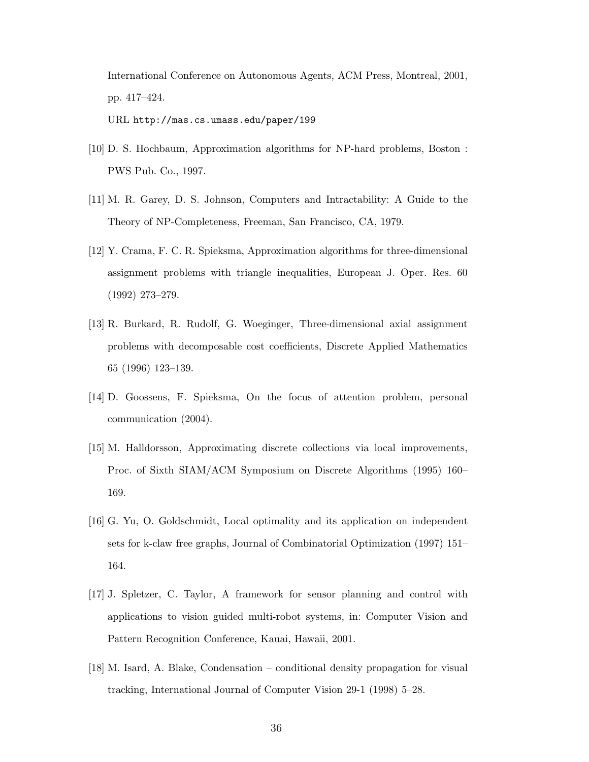International Conference on Autonomous Agents, ACM Press, Montreal, 2001, pp. 417–424.

URL http://mas.cs.umass.edu/paper/199

[10] D. S. Hochbaum, Approximation algorithms for NP-hard problems, Boston : PWS Pub. Co., 1997.

[11] M. R. Garey, D. S. Johnson, Computers and Intractability: A Guide to the Theory of NP-Completeness, Freeman, San Francisco, CA, 1979.

[12] Y. Crama, F. C. R. Spieksma, Approximation algorithms for three-dimensional assignment problems with triangle inequalities, European J. Oper. Res. 60 (1992) 273–279.

[13] R. Burkard, R. Rudolf, G. Woeginger, Three-dimensional axial assignment problems with decomposable cost coefficients, Discrete Applied Mathematics 65 (1996) 123–139.

[14] D. Goossens, F. Spieksma, On the focus of attention problem, personal communication (2004).

[15] M. Halldorsson, Approximating discrete collections via local improvements, Proc. of Sixth SIAM/ACM Symposium on Discrete Algorithms (1995) 160–169.

[16] G. Yu, O. Goldschmidt, Local optimality and its application on independent sets for k-claw free graphs, Journal of Combinatorial Optimization (1997) 151–164.

[17] J. Spletzer, C. Taylor, A framework for sensor planning and control with applications to vision guided multi-robot systems, in: Computer Vision and Pattern Recognition Conference, Kauai, Hawaii, 2001.

[18] M. Isard, A. Blake, Condensation – conditional density propagation for visual tracking, International Journal of Computer Vision 29-1 (1998) 5–28.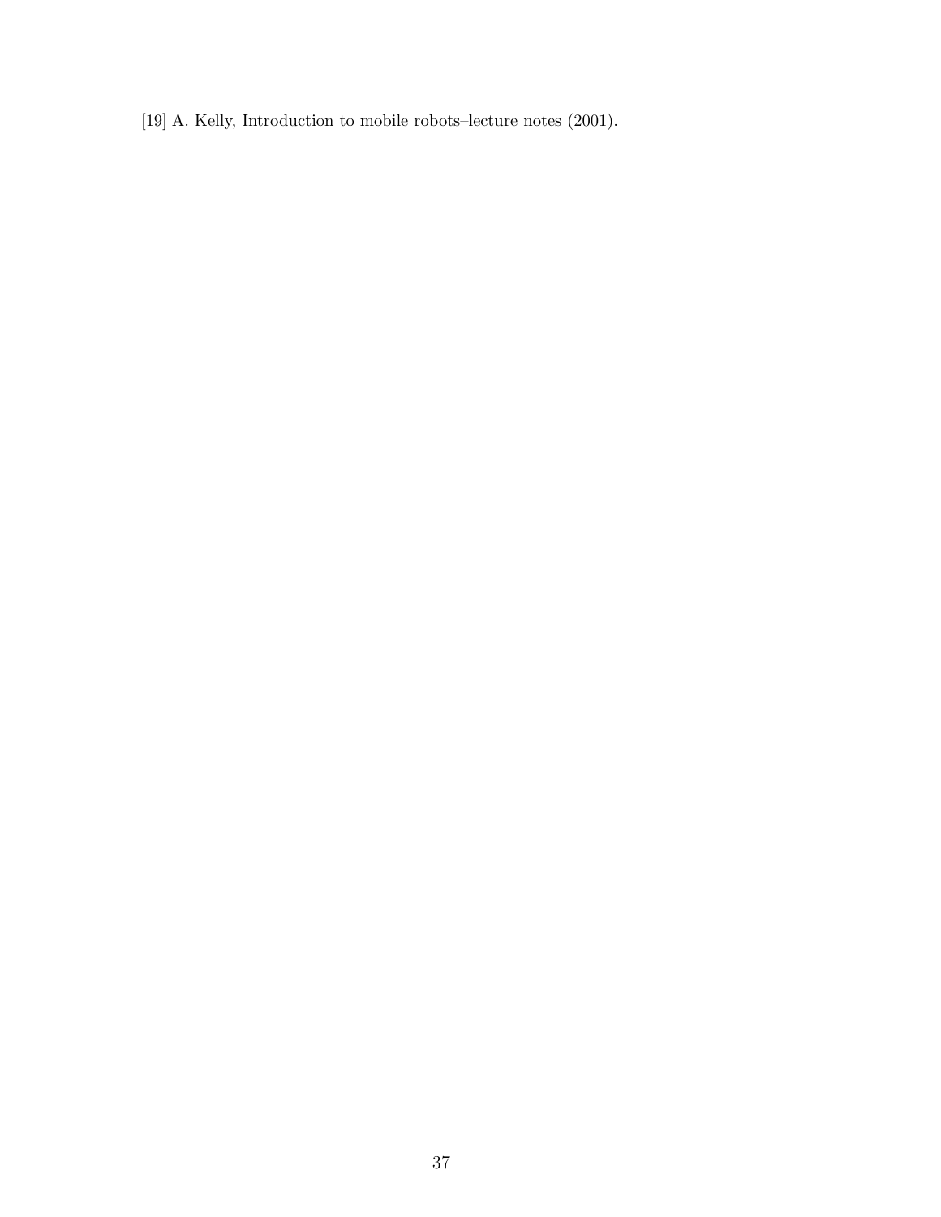[19] A. Kelly, Introduction to mobile robots–lecture notes (2001).